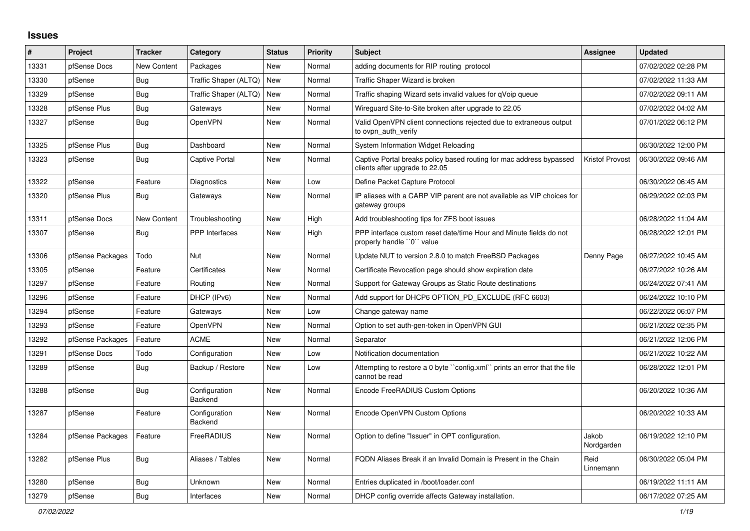## Issues

| # | Project | Tracker | Category | Status | Priority | Subject | Assignee | Updated |
|---|---|---|---|---|---|---|---|---|
| 13331 | pfSense Docs | New Content | Packages | New | Normal | adding documents for RIP routing protocol | | 07/02/2022 02:28 PM |
| 13330 | pfSense | Bug | Traffic Shaper (ALTQ) | New | Normal | Traffic Shaper Wizard is broken | | 07/02/2022 11:33 AM |
| 13329 | pfSense | Bug | Traffic Shaper (ALTQ) | New | Normal | Traffic shaping Wizard sets invalid values for qVoip queue | | 07/02/2022 09:11 AM |
| 13328 | pfSense Plus | Bug | Gateways | New | Normal | Wireguard Site-to-Site broken after upgrade to 22.05 | | 07/02/2022 04:02 AM |
| 13327 | pfSense | Bug | OpenVPN | New | Normal | Valid OpenVPN client connections rejected due to extraneous output to ovpn_auth_verify | | 07/01/2022 06:12 PM |
| 13325 | pfSense Plus | Bug | Dashboard | New | Normal | System Information Widget Reloading | | 06/30/2022 12:00 PM |
| 13323 | pfSense | Bug | Captive Portal | New | Normal | Captive Portal breaks policy based routing for mac address bypassed clients after upgrade to 22.05 | Kristof Provost | 06/30/2022 09:46 AM |
| 13322 | pfSense | Feature | Diagnostics | New | Low | Define Packet Capture Protocol | | 06/30/2022 06:45 AM |
| 13320 | pfSense Plus | Bug | Gateways | New | Normal | IP aliases with a CARP VIP parent are not available as VIP choices for gateway groups | | 06/29/2022 02:03 PM |
| 13311 | pfSense Docs | New Content | Troubleshooting | New | High | Add troubleshooting tips for ZFS boot issues | | 06/28/2022 11:04 AM |
| 13307 | pfSense | Bug | PPP Interfaces | New | High | PPP interface custom reset date/time Hour and Minute fields do not properly handle ``0`` value | | 06/28/2022 12:01 PM |
| 13306 | pfSense Packages | Todo | Nut | New | Normal | Update NUT to version 2.8.0 to match FreeBSD Packages | Denny Page | 06/27/2022 10:45 AM |
| 13305 | pfSense | Feature | Certificates | New | Normal | Certificate Revocation page should show expiration date | | 06/27/2022 10:26 AM |
| 13297 | pfSense | Feature | Routing | New | Normal | Support for Gateway Groups as Static Route destinations | | 06/24/2022 07:41 AM |
| 13296 | pfSense | Feature | DHCP (IPv6) | New | Normal | Add support for DHCP6 OPTION_PD_EXCLUDE (RFC 6603) | | 06/24/2022 10:10 PM |
| 13294 | pfSense | Feature | Gateways | New | Low | Change gateway name | | 06/22/2022 06:07 PM |
| 13293 | pfSense | Feature | OpenVPN | New | Normal | Option to set auth-gen-token in OpenVPN GUI | | 06/21/2022 02:35 PM |
| 13292 | pfSense Packages | Feature | ACME | New | Normal | Separator | | 06/21/2022 12:06 PM |
| 13291 | pfSense Docs | Todo | Configuration | New | Low | Notification documentation | | 06/21/2022 10:22 AM |
| 13289 | pfSense | Bug | Backup / Restore | New | Low | Attempting to restore a 0 byte ``config.xml`` prints an error that the file cannot be read | | 06/28/2022 12:01 PM |
| 13288 | pfSense | Bug | Configuration Backend | New | Normal | Encode FreeRADIUS Custom Options | | 06/20/2022 10:36 AM |
| 13287 | pfSense | Feature | Configuration Backend | New | Normal | Encode OpenVPN Custom Options | | 06/20/2022 10:33 AM |
| 13284 | pfSense Packages | Feature | FreeRADIUS | New | Normal | Option to define "Issuer" in OPT configuration. | Jakob Nordgarden | 06/19/2022 12:10 PM |
| 13282 | pfSense Plus | Bug | Aliases / Tables | New | Normal | FQDN Aliases Break if an Invalid Domain is Present in the Chain | Reid Linnemann | 06/30/2022 05:04 PM |
| 13280 | pfSense | Bug | Unknown | New | Normal | Entries duplicated in /boot/loader.conf | | 06/19/2022 11:11 AM |
| 13279 | pfSense | Bug | Interfaces | New | Normal | DHCP config override affects Gateway installation. | | 06/17/2022 07:25 AM |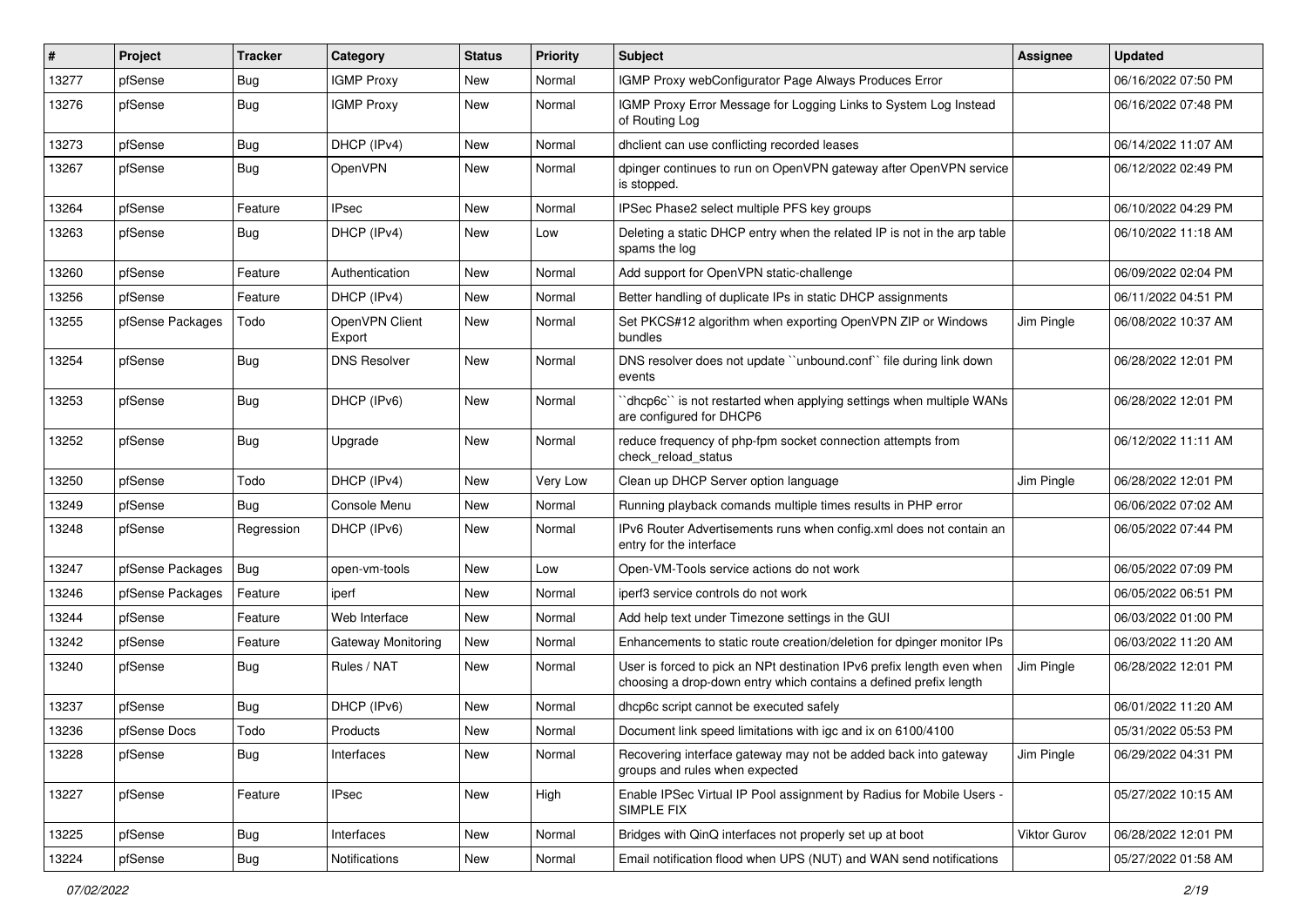| # | Project | Tracker | Category | Status | Priority | Subject | Assignee | Updated |
|---|---|---|---|---|---|---|---|---|
| 13277 | pfSense | Bug | IGMP Proxy | New | Normal | IGMP Proxy webConfigurator Page Always Produces Error | | 06/16/2022 07:50 PM |
| 13276 | pfSense | Bug | IGMP Proxy | New | Normal | IGMP Proxy Error Message for Logging Links to System Log Instead of Routing Log | | 06/16/2022 07:48 PM |
| 13273 | pfSense | Bug | DHCP (IPv4) | New | Normal | dhclient can use conflicting recorded leases | | 06/14/2022 11:07 AM |
| 13267 | pfSense | Bug | OpenVPN | New | Normal | dpinger continues to run on OpenVPN gateway after OpenVPN service is stopped. | | 06/12/2022 02:49 PM |
| 13264 | pfSense | Feature | IPsec | New | Normal | IPSec Phase2 select multiple PFS key groups | | 06/10/2022 04:29 PM |
| 13263 | pfSense | Bug | DHCP (IPv4) | New | Low | Deleting a static DHCP entry when the related IP is not in the arp table spams the log | | 06/10/2022 11:18 AM |
| 13260 | pfSense | Feature | Authentication | New | Normal | Add support for OpenVPN static-challenge | | 06/09/2022 02:04 PM |
| 13256 | pfSense | Feature | DHCP (IPv4) | New | Normal | Better handling of duplicate IPs in static DHCP assignments | | 06/11/2022 04:51 PM |
| 13255 | pfSense Packages | Todo | OpenVPN Client Export | New | Normal | Set PKCS#12 algorithm when exporting OpenVPN ZIP or Windows bundles | Jim Pingle | 06/08/2022 10:37 AM |
| 13254 | pfSense | Bug | DNS Resolver | New | Normal | DNS resolver does not update ``unbound.conf`` file during link down events | | 06/28/2022 12:01 PM |
| 13253 | pfSense | Bug | DHCP (IPv6) | New | Normal | ``dhcp6c`` is not restarted when applying settings when multiple WANs are configured for DHCP6 | | 06/28/2022 12:01 PM |
| 13252 | pfSense | Bug | Upgrade | New | Normal | reduce frequency of php-fpm socket connection attempts from check_reload_status | | 06/12/2022 11:11 AM |
| 13250 | pfSense | Todo | DHCP (IPv4) | New | Very Low | Clean up DHCP Server option language | Jim Pingle | 06/28/2022 12:01 PM |
| 13249 | pfSense | Bug | Console Menu | New | Normal | Running playback comands multiple times results in PHP error | | 06/06/2022 07:02 AM |
| 13248 | pfSense | Regression | DHCP (IPv6) | New | Normal | IPv6 Router Advertisements runs when config.xml does not contain an entry for the interface | | 06/05/2022 07:44 PM |
| 13247 | pfSense Packages | Bug | open-vm-tools | New | Low | Open-VM-Tools service actions do not work | | 06/05/2022 07:09 PM |
| 13246 | pfSense Packages | Feature | iperf | New | Normal | iperf3 service controls do not work | | 06/05/2022 06:51 PM |
| 13244 | pfSense | Feature | Web Interface | New | Normal | Add help text under Timezone settings in the GUI | | 06/03/2022 01:00 PM |
| 13242 | pfSense | Feature | Gateway Monitoring | New | Normal | Enhancements to static route creation/deletion for dpinger monitor IPs | | 06/03/2022 11:20 AM |
| 13240 | pfSense | Bug | Rules / NAT | New | Normal | User is forced to pick an NPt destination IPv6 prefix length even when choosing a drop-down entry which contains a defined prefix length | Jim Pingle | 06/28/2022 12:01 PM |
| 13237 | pfSense | Bug | DHCP (IPv6) | New | Normal | dhcp6c script cannot be executed safely | | 06/01/2022 11:20 AM |
| 13236 | pfSense Docs | Todo | Products | New | Normal | Document link speed limitations with igc and ix on 6100/4100 | | 05/31/2022 05:53 PM |
| 13228 | pfSense | Bug | Interfaces | New | Normal | Recovering interface gateway may not be added back into gateway groups and rules when expected | Jim Pingle | 06/29/2022 04:31 PM |
| 13227 | pfSense | Feature | IPsec | New | High | Enable IPSec Virtual IP Pool assignment by Radius for Mobile Users - SIMPLE FIX | | 05/27/2022 10:15 AM |
| 13225 | pfSense | Bug | Interfaces | New | Normal | Bridges with QinQ interfaces not properly set up at boot | Viktor Gurov | 06/28/2022 12:01 PM |
| 13224 | pfSense | Bug | Notifications | New | Normal | Email notification flood when UPS (NUT) and WAN send notifications | | 05/27/2022 01:58 AM |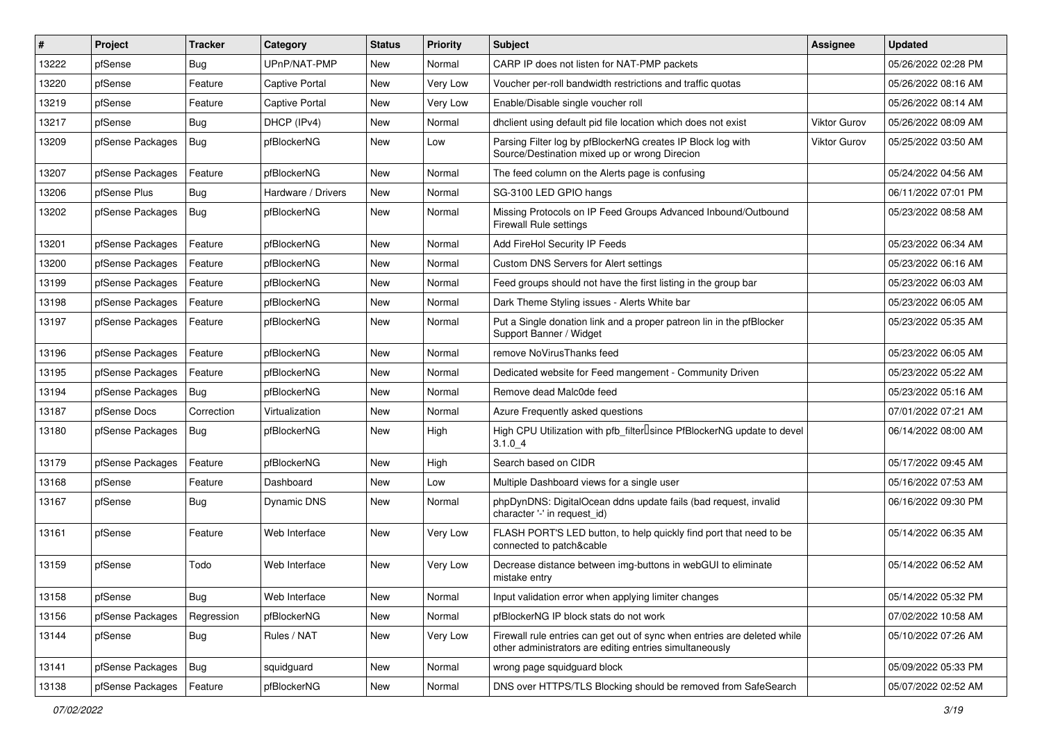| # | Project | Tracker | Category | Status | Priority | Subject | Assignee | Updated |
|---|---|---|---|---|---|---|---|---|
| 13222 | pfSense | Bug | UPnP/NAT-PMP | New | Normal | CARP IP does not listen for NAT-PMP packets | | 05/26/2022 02:28 PM |
| 13220 | pfSense | Feature | Captive Portal | New | Very Low | Voucher per-roll bandwidth restrictions and traffic quotas | | 05/26/2022 08:16 AM |
| 13219 | pfSense | Feature | Captive Portal | New | Very Low | Enable/Disable single voucher roll | | 05/26/2022 08:14 AM |
| 13217 | pfSense | Bug | DHCP (IPv4) | New | Normal | dhclient using default pid file location which does not exist | Viktor Gurov | 05/26/2022 08:09 AM |
| 13209 | pfSense Packages | Bug | pfBlockerNG | New | Low | Parsing Filter log by pfBlockerNG creates IP Block log with Source/Destination mixed up or wrong Direcion | Viktor Gurov | 05/25/2022 03:50 AM |
| 13207 | pfSense Packages | Feature | pfBlockerNG | New | Normal | The feed column on the Alerts page is confusing | | 05/24/2022 04:56 AM |
| 13206 | pfSense Plus | Bug | Hardware / Drivers | New | Normal | SG-3100 LED GPIO hangs | | 06/11/2022 07:01 PM |
| 13202 | pfSense Packages | Bug | pfBlockerNG | New | Normal | Missing Protocols on IP Feed Groups Advanced Inbound/Outbound Firewall Rule settings | | 05/23/2022 08:58 AM |
| 13201 | pfSense Packages | Feature | pfBlockerNG | New | Normal | Add FireHol Security IP Feeds | | 05/23/2022 06:34 AM |
| 13200 | pfSense Packages | Feature | pfBlockerNG | New | Normal | Custom DNS Servers for Alert settings | | 05/23/2022 06:16 AM |
| 13199 | pfSense Packages | Feature | pfBlockerNG | New | Normal | Feed groups should not have the first listing in the group bar | | 05/23/2022 06:03 AM |
| 13198 | pfSense Packages | Feature | pfBlockerNG | New | Normal | Dark Theme Styling issues - Alerts White bar | | 05/23/2022 06:05 AM |
| 13197 | pfSense Packages | Feature | pfBlockerNG | New | Normal | Put a Single donation link and a proper patreon lin in the pfBlocker Support Banner / Widget | | 05/23/2022 05:35 AM |
| 13196 | pfSense Packages | Feature | pfBlockerNG | New | Normal | remove NoVirusThanks feed | | 05/23/2022 06:05 AM |
| 13195 | pfSense Packages | Feature | pfBlockerNG | New | Normal | Dedicated website for Feed mangement - Community Driven | | 05/23/2022 05:22 AM |
| 13194 | pfSense Packages | Bug | pfBlockerNG | New | Normal | Remove dead Malc0de feed | | 05/23/2022 05:16 AM |
| 13187 | pfSense Docs | Correction | Virtualization | New | Normal | Azure Frequently asked questions | | 07/01/2022 07:21 AM |
| 13180 | pfSense Packages | Bug | pfBlockerNG | New | High | High CPU Utilization with pfb_filter since PfBlockerNG update to devel 3.1.0_4 | | 06/14/2022 08:00 AM |
| 13179 | pfSense Packages | Feature | pfBlockerNG | New | High | Search based on CIDR | | 05/17/2022 09:45 AM |
| 13168 | pfSense | Feature | Dashboard | New | Low | Multiple Dashboard views for a single user | | 05/16/2022 07:53 AM |
| 13167 | pfSense | Bug | Dynamic DNS | New | Normal | phpDynDNS: DigitalOcean ddns update fails (bad request, invalid character '-' in request_id) | | 06/16/2022 09:30 PM |
| 13161 | pfSense | Feature | Web Interface | New | Very Low | FLASH PORT'S LED button, to help quickly find port that need to be connected to patch&cable | | 05/14/2022 06:35 AM |
| 13159 | pfSense | Todo | Web Interface | New | Very Low | Decrease distance between img-buttons in webGUI to eliminate mistake entry | | 05/14/2022 06:52 AM |
| 13158 | pfSense | Bug | Web Interface | New | Normal | Input validation error when applying limiter changes | | 05/14/2022 05:32 PM |
| 13156 | pfSense Packages | Regression | pfBlockerNG | New | Normal | pfBlockerNG IP block stats do not work | | 07/02/2022 10:58 AM |
| 13144 | pfSense | Bug | Rules / NAT | New | Very Low | Firewall rule entries can get out of sync when entries are deleted while other administrators are editing entries simultaneously | | 05/10/2022 07:26 AM |
| 13141 | pfSense Packages | Bug | squidguard | New | Normal | wrong page squidguard block | | 05/09/2022 05:33 PM |
| 13138 | pfSense Packages | Feature | pfBlockerNG | New | Normal | DNS over HTTPS/TLS Blocking should be removed from SafeSearch | | 05/07/2022 02:52 AM |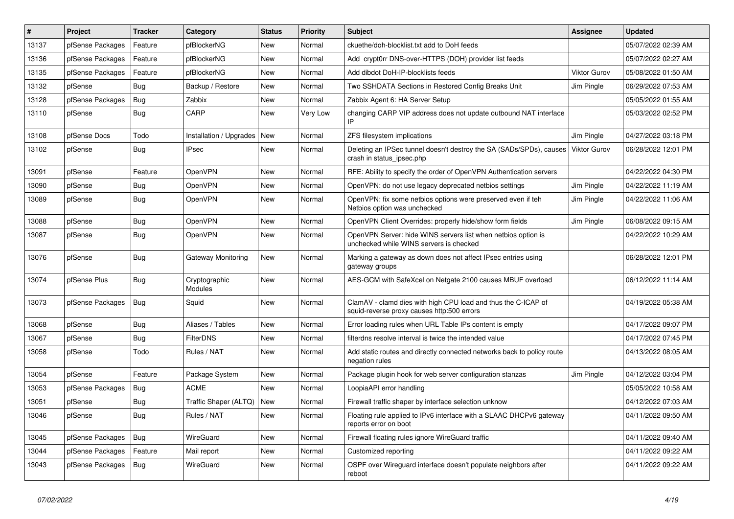| # | Project | Tracker | Category | Status | Priority | Subject | Assignee | Updated |
|---|---|---|---|---|---|---|---|---|
| 13137 | pfSense Packages | Feature | pfBlockerNG | New | Normal | ckuethe/doh-blocklist.txt add to DoH feeds | | 05/07/2022 02:39 AM |
| 13136 | pfSense Packages | Feature | pfBlockerNG | New | Normal | Add crypt0rr DNS-over-HTTPS (DOH) provider list feeds | | 05/07/2022 02:27 AM |
| 13135 | pfSense Packages | Feature | pfBlockerNG | New | Normal | Add dibdot DoH-IP-blocklists feeds | Viktor Gurov | 05/08/2022 01:50 AM |
| 13132 | pfSense | Bug | Backup / Restore | New | Normal | Two SSHDATA Sections in Restored Config Breaks Unit | Jim Pingle | 06/29/2022 07:53 AM |
| 13128 | pfSense Packages | Bug | Zabbix | New | Normal | Zabbix Agent 6: HA Server Setup | | 05/05/2022 01:55 AM |
| 13110 | pfSense | Bug | CARP | New | Very Low | changing CARP VIP address does not update outbound NAT interface IP | | 05/03/2022 02:52 PM |
| 13108 | pfSense Docs | Todo | Installation / Upgrades | New | Normal | ZFS filesystem implications | Jim Pingle | 04/27/2022 03:18 PM |
| 13102 | pfSense | Bug | IPsec | New | Normal | Deleting an IPSec tunnel doesn't destroy the SA (SADs/SPDs), causes crash in status_ipsec.php | Viktor Gurov | 06/28/2022 12:01 PM |
| 13091 | pfSense | Feature | OpenVPN | New | Normal | RFE: Ability to specify the order of OpenVPN Authentication servers | | 04/22/2022 04:30 PM |
| 13090 | pfSense | Bug | OpenVPN | New | Normal | OpenVPN: do not use legacy deprecated netbios settings | Jim Pingle | 04/22/2022 11:19 AM |
| 13089 | pfSense | Bug | OpenVPN | New | Normal | OpenVPN: fix some netbios options were preserved even if teh Netbios option was unchecked | Jim Pingle | 04/22/2022 11:06 AM |
| 13088 | pfSense | Bug | OpenVPN | New | Normal | OpenVPN Client Overrides: properly hide/show form fields | Jim Pingle | 06/08/2022 09:15 AM |
| 13087 | pfSense | Bug | OpenVPN | New | Normal | OpenVPN Server: hide WINS servers list when netbios option is unchecked while WINS servers is checked | | 04/22/2022 10:29 AM |
| 13076 | pfSense | Bug | Gateway Monitoring | New | Normal | Marking a gateway as down does not affect IPsec entries using gateway groups | | 06/28/2022 12:01 PM |
| 13074 | pfSense Plus | Bug | Cryptographic Modules | New | Normal | AES-GCM with SafeXcel on Netgate 2100 causes MBUF overload | | 06/12/2022 11:14 AM |
| 13073 | pfSense Packages | Bug | Squid | New | Normal | ClamAV - clamd dies with high CPU load and thus the C-ICAP of squid-reverse proxy causes http:500 errors | | 04/19/2022 05:38 AM |
| 13068 | pfSense | Bug | Aliases / Tables | New | Normal | Error loading rules when URL Table IPs content is empty | | 04/17/2022 09:07 PM |
| 13067 | pfSense | Bug | FilterDNS | New | Normal | filterdns resolve interval is twice the intended value | | 04/17/2022 07:45 PM |
| 13058 | pfSense | Todo | Rules / NAT | New | Normal | Add static routes and directly connected networks back to policy route negation rules | | 04/13/2022 08:05 AM |
| 13054 | pfSense | Feature | Package System | New | Normal | Package plugin hook for web server configuration stanzas | Jim Pingle | 04/12/2022 03:04 PM |
| 13053 | pfSense Packages | Bug | ACME | New | Normal | LoopiaAPI error handling | | 05/05/2022 10:58 AM |
| 13051 | pfSense | Bug | Traffic Shaper (ALTQ) | New | Normal | Firewall traffic shaper by interface selection unknow | | 04/12/2022 07:03 AM |
| 13046 | pfSense | Bug | Rules / NAT | New | Normal | Floating rule applied to IPv6 interface with a SLAAC DHCPv6 gateway reports error on boot | | 04/11/2022 09:50 AM |
| 13045 | pfSense Packages | Bug | WireGuard | New | Normal | Firewall floating rules ignore WireGuard traffic | | 04/11/2022 09:40 AM |
| 13044 | pfSense Packages | Feature | Mail report | New | Normal | Customized reporting | | 04/11/2022 09:22 AM |
| 13043 | pfSense Packages | Bug | WireGuard | New | Normal | OSPF over Wireguard interface doesn't populate neighbors after reboot | | 04/11/2022 09:22 AM |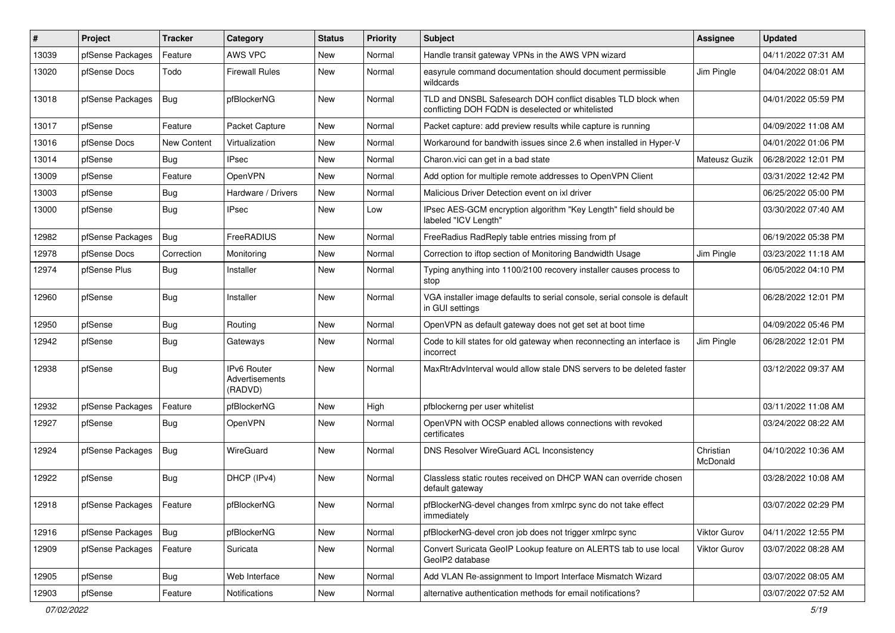| # | Project | Tracker | Category | Status | Priority | Subject | Assignee | Updated |
|---|---|---|---|---|---|---|---|---|
| 13039 | pfSense Packages | Feature | AWS VPC | New | Normal | Handle transit gateway VPNs in the AWS VPN wizard | | 04/11/2022 07:31 AM |
| 13020 | pfSense Docs | Todo | Firewall Rules | New | Normal | easyrule command documentation should document permissible wildcards | Jim Pingle | 04/04/2022 08:01 AM |
| 13018 | pfSense Packages | Bug | pfBlockerNG | New | Normal | TLD and DNSBL Safesearch DOH conflict disables TLD block when conflicting DOH FQDN is deselected or whitelisted | | 04/01/2022 05:59 PM |
| 13017 | pfSense | Feature | Packet Capture | New | Normal | Packet capture: add preview results while capture is running | | 04/09/2022 11:08 AM |
| 13016 | pfSense Docs | New Content | Virtualization | New | Normal | Workaround for bandwith issues since 2.6 when installed in Hyper-V | | 04/01/2022 01:06 PM |
| 13014 | pfSense | Bug | IPsec | New | Normal | Charon.vici can get in a bad state | Mateusz Guzik | 06/28/2022 12:01 PM |
| 13009 | pfSense | Feature | OpenVPN | New | Normal | Add option for multiple remote addresses to OpenVPN Client | | 03/31/2022 12:42 PM |
| 13003 | pfSense | Bug | Hardware / Drivers | New | Normal | Malicious Driver Detection event on ixl driver | | 06/25/2022 05:00 PM |
| 13000 | pfSense | Bug | IPsec | New | Low | IPsec AES-GCM encryption algorithm "Key Length" field should be labeled "ICV Length" | | 03/30/2022 07:40 AM |
| 12982 | pfSense Packages | Bug | FreeRADIUS | New | Normal | FreeRadius RadReply table entries missing from pf | | 06/19/2022 05:38 PM |
| 12978 | pfSense Docs | Correction | Monitoring | New | Normal | Correction to iftop section of Monitoring Bandwidth Usage | Jim Pingle | 03/23/2022 11:18 AM |
| 12974 | pfSense Plus | Bug | Installer | New | Normal | Typing anything into 1100/2100 recovery installer causes process to stop | | 06/05/2022 04:10 PM |
| 12960 | pfSense | Bug | Installer | New | Normal | VGA installer image defaults to serial console, serial console is default in GUI settings | | 06/28/2022 12:01 PM |
| 12950 | pfSense | Bug | Routing | New | Normal | OpenVPN as default gateway does not get set at boot time | | 04/09/2022 05:46 PM |
| 12942 | pfSense | Bug | Gateways | New | Normal | Code to kill states for old gateway when reconnecting an interface is incorrect | Jim Pingle | 06/28/2022 12:01 PM |
| 12938 | pfSense | Bug | IPv6 Router Advertisements (RADVD) | New | Normal | MaxRtrAdvInterval would allow stale DNS servers to be deleted faster | | 03/12/2022 09:37 AM |
| 12932 | pfSense Packages | Feature | pfBlockerNG | New | High | pfblockerng per user whitelist | | 03/11/2022 11:08 AM |
| 12927 | pfSense | Bug | OpenVPN | New | Normal | OpenVPN with OCSP enabled allows connections with revoked certificates | | 03/24/2022 08:22 AM |
| 12924 | pfSense Packages | Bug | WireGuard | New | Normal | DNS Resolver WireGuard ACL Inconsistency | Christian McDonald | 04/10/2022 10:36 AM |
| 12922 | pfSense | Bug | DHCP (IPv4) | New | Normal | Classless static routes received on DHCP WAN can override chosen default gateway | | 03/28/2022 10:08 AM |
| 12918 | pfSense Packages | Feature | pfBlockerNG | New | Normal | pfBlockerNG-devel changes from xmlrpc sync do not take effect immediately | | 03/07/2022 02:29 PM |
| 12916 | pfSense Packages | Bug | pfBlockerNG | New | Normal | pfBlockerNG-devel cron job does not trigger xmlrpc sync | Viktor Gurov | 04/11/2022 12:55 PM |
| 12909 | pfSense Packages | Feature | Suricata | New | Normal | Convert Suricata GeoIP Lookup feature on ALERTS tab to use local GeoIP2 database | Viktor Gurov | 03/07/2022 08:28 AM |
| 12905 | pfSense | Bug | Web Interface | New | Normal | Add VLAN Re-assignment to Import Interface Mismatch Wizard | | 03/07/2022 08:05 AM |
| 12903 | pfSense | Feature | Notifications | New | Normal | alternative authentication methods for email notifications? | | 03/07/2022 07:52 AM |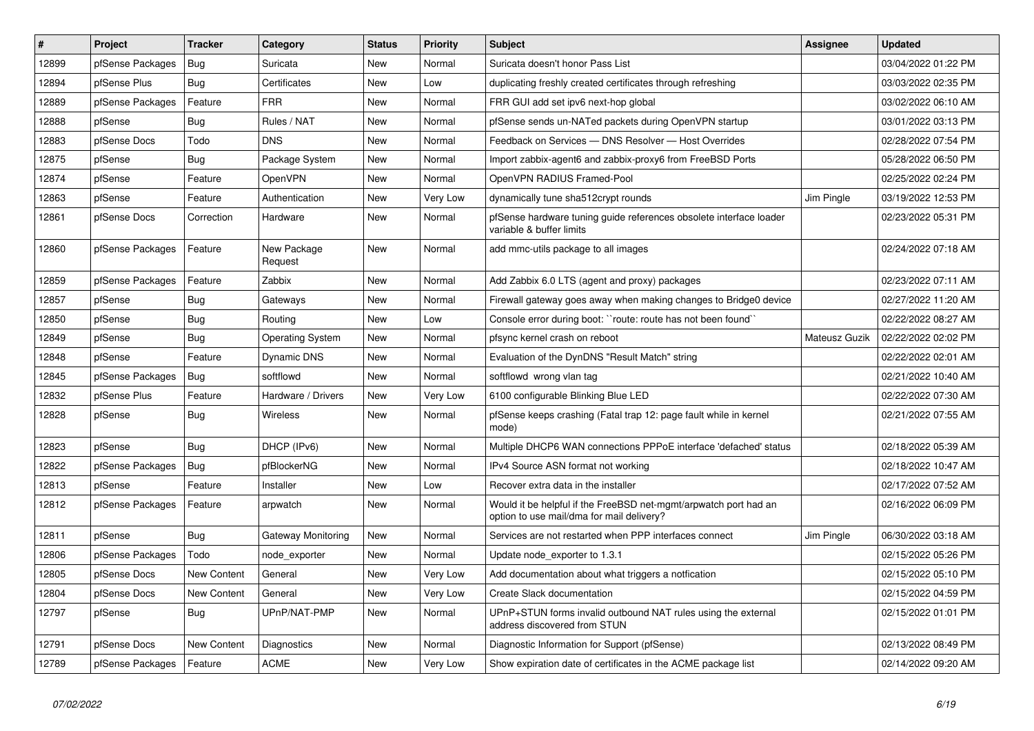| # | Project | Tracker | Category | Status | Priority | Subject | Assignee | Updated |
|---|---|---|---|---|---|---|---|---|
| 12899 | pfSense Packages | Bug | Suricata | New | Normal | Suricata doesn't honor Pass List | | 03/04/2022 01:22 PM |
| 12894 | pfSense Plus | Bug | Certificates | New | Low | duplicating freshly created certificates through refreshing | | 03/03/2022 02:35 PM |
| 12889 | pfSense Packages | Feature | FRR | New | Normal | FRR GUI add set ipv6 next-hop global | | 03/02/2022 06:10 AM |
| 12888 | pfSense | Bug | Rules / NAT | New | Normal | pfSense sends un-NATed packets during OpenVPN startup | | 03/01/2022 03:13 PM |
| 12883 | pfSense Docs | Todo | DNS | New | Normal | Feedback on Services — DNS Resolver — Host Overrides | | 02/28/2022 07:54 PM |
| 12875 | pfSense | Bug | Package System | New | Normal | Import zabbix-agent6 and zabbix-proxy6 from FreeBSD Ports | | 05/28/2022 06:50 PM |
| 12874 | pfSense | Feature | OpenVPN | New | Normal | OpenVPN RADIUS Framed-Pool | | 02/25/2022 02:24 PM |
| 12863 | pfSense | Feature | Authentication | New | Very Low | dynamically tune sha512crypt rounds | Jim Pingle | 03/19/2022 12:53 PM |
| 12861 | pfSense Docs | Correction | Hardware | New | Normal | pfSense hardware tuning guide references obsolete interface loader variable & buffer limits | | 02/23/2022 05:31 PM |
| 12860 | pfSense Packages | Feature | New Package Request | New | Normal | add mmc-utils package to all images | | 02/24/2022 07:18 AM |
| 12859 | pfSense Packages | Feature | Zabbix | New | Normal | Add Zabbix 6.0 LTS (agent and proxy) packages | | 02/23/2022 07:11 AM |
| 12857 | pfSense | Bug | Gateways | New | Normal | Firewall gateway goes away when making changes to Bridge0 device | | 02/27/2022 11:20 AM |
| 12850 | pfSense | Bug | Routing | New | Low | Console error during boot: ``route: route has not been found`` | | 02/22/2022 08:27 AM |
| 12849 | pfSense | Bug | Operating System | New | Normal | pfsync kernel crash on reboot | Mateusz Guzik | 02/22/2022 02:02 PM |
| 12848 | pfSense | Feature | Dynamic DNS | New | Normal | Evaluation of the DynDNS "Result Match" string | | 02/22/2022 02:01 AM |
| 12845 | pfSense Packages | Bug | softflowd | New | Normal | softflowd wrong vlan tag | | 02/21/2022 10:40 AM |
| 12832 | pfSense Plus | Feature | Hardware / Drivers | New | Very Low | 6100 configurable Blinking Blue LED | | 02/22/2022 07:30 AM |
| 12828 | pfSense | Bug | Wireless | New | Normal | pfSense keeps crashing (Fatal trap 12: page fault while in kernel mode) | | 02/21/2022 07:55 AM |
| 12823 | pfSense | Bug | DHCP (IPv6) | New | Normal | Multiple DHCP6 WAN connections PPPoE interface 'defached' status | | 02/18/2022 05:39 AM |
| 12822 | pfSense Packages | Bug | pfBlockerNG | New | Normal | IPv4 Source ASN format not working | | 02/18/2022 10:47 AM |
| 12813 | pfSense | Feature | Installer | New | Low | Recover extra data in the installer | | 02/17/2022 07:52 AM |
| 12812 | pfSense Packages | Feature | arpwatch | New | Normal | Would it be helpful if the FreeBSD net-mgmt/arpwatch port had an option to use mail/dma for mail delivery? | | 02/16/2022 06:09 PM |
| 12811 | pfSense | Bug | Gateway Monitoring | New | Normal | Services are not restarted when PPP interfaces connect | Jim Pingle | 06/30/2022 03:18 AM |
| 12806 | pfSense Packages | Todo | node_exporter | New | Normal | Update node_exporter to 1.3.1 | | 02/15/2022 05:26 PM |
| 12805 | pfSense Docs | New Content | General | New | Very Low | Add documentation about what triggers a notfication | | 02/15/2022 05:10 PM |
| 12804 | pfSense Docs | New Content | General | New | Very Low | Create Slack documentation | | 02/15/2022 04:59 PM |
| 12797 | pfSense | Bug | UPnP/NAT-PMP | New | Normal | UPnP+STUN forms invalid outbound NAT rules using the external address discovered from STUN | | 02/15/2022 01:01 PM |
| 12791 | pfSense Docs | New Content | Diagnostics | New | Normal | Diagnostic Information for Support (pfSense) | | 02/13/2022 08:49 PM |
| 12789 | pfSense Packages | Feature | ACME | New | Very Low | Show expiration date of certificates in the ACME package list | | 02/14/2022 09:20 AM |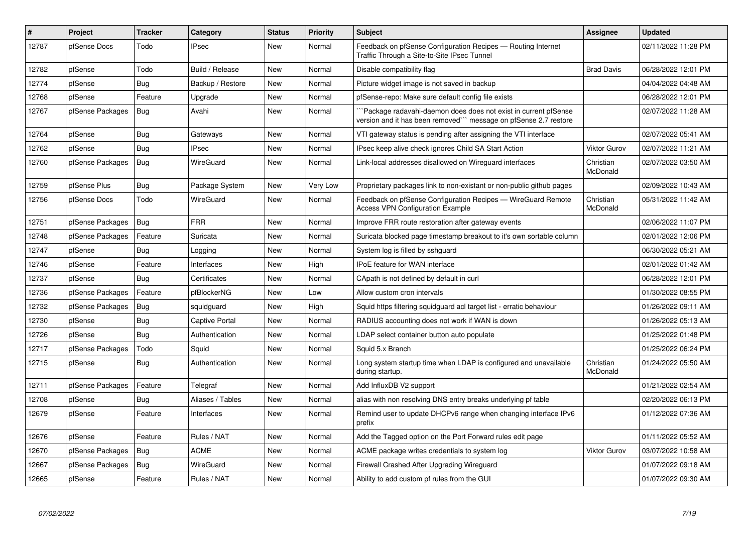| # | Project | Tracker | Category | Status | Priority | Subject | Assignee | Updated |
|---|---|---|---|---|---|---|---|---|
| 12787 | pfSense Docs | Todo | IPsec | New | Normal | Feedback on pfSense Configuration Recipes — Routing Internet Traffic Through a Site-to-Site IPsec Tunnel | | 02/11/2022 11:28 PM |
| 12782 | pfSense | Todo | Build / Release | New | Normal | Disable compatibility flag | Brad Davis | 06/28/2022 12:01 PM |
| 12774 | pfSense | Bug | Backup / Restore | New | Normal | Picture widget image is not saved in backup | | 04/04/2022 04:48 AM |
| 12768 | pfSense | Feature | Upgrade | New | Normal | pfSense-repo: Make sure default config file exists | | 06/28/2022 12:01 PM |
| 12767 | pfSense Packages | Bug | Avahi | New | Normal | ```Package radavahi-daemon does does not exist in current pfSense version and it has been removed``` message on pfSense 2.7 restore | | 02/07/2022 11:28 AM |
| 12764 | pfSense | Bug | Gateways | New | Normal | VTI gateway status is pending after assigning the VTI interface | | 02/07/2022 05:41 AM |
| 12762 | pfSense | Bug | IPsec | New | Normal | IPsec keep alive check ignores Child SA Start Action | Viktor Gurov | 02/07/2022 11:21 AM |
| 12760 | pfSense Packages | Bug | WireGuard | New | Normal | Link-local addresses disallowed on Wireguard interfaces | Christian McDonald | 02/07/2022 03:50 AM |
| 12759 | pfSense Plus | Bug | Package System | New | Very Low | Proprietary packages link to non-existant or non-public github pages | | 02/09/2022 10:43 AM |
| 12756 | pfSense Docs | Todo | WireGuard | New | Normal | Feedback on pfSense Configuration Recipes — WireGuard Remote Access VPN Configuration Example | Christian McDonald | 05/31/2022 11:42 AM |
| 12751 | pfSense Packages | Bug | FRR | New | Normal | Improve FRR route restoration after gateway events | | 02/06/2022 11:07 PM |
| 12748 | pfSense Packages | Feature | Suricata | New | Normal | Suricata blocked page timestamp breakout to it's own sortable column | | 02/01/2022 12:06 PM |
| 12747 | pfSense | Bug | Logging | New | Normal | System log is filled by sshguard | | 06/30/2022 05:21 AM |
| 12746 | pfSense | Feature | Interfaces | New | High | IPoE feature for WAN interface | | 02/01/2022 01:42 AM |
| 12737 | pfSense | Bug | Certificates | New | Normal | CApath is not defined by default in curl | | 06/28/2022 12:01 PM |
| 12736 | pfSense Packages | Feature | pfBlockerNG | New | Low | Allow custom cron intervals | | 01/30/2022 08:55 PM |
| 12732 | pfSense Packages | Bug | squidguard | New | High | Squid https filtering squidguard acl target list - erratic behaviour | | 01/26/2022 09:11 AM |
| 12730 | pfSense | Bug | Captive Portal | New | Normal | RADIUS accounting does not work if WAN is down | | 01/26/2022 05:13 AM |
| 12726 | pfSense | Bug | Authentication | New | Normal | LDAP select container button auto populate | | 01/25/2022 01:48 PM |
| 12717 | pfSense Packages | Todo | Squid | New | Normal | Squid 5.x Branch | | 01/25/2022 06:24 PM |
| 12715 | pfSense | Bug | Authentication | New | Normal | Long system startup time when LDAP is configured and unavailable during startup. | Christian McDonald | 01/24/2022 05:50 AM |
| 12711 | pfSense Packages | Feature | Telegraf | New | Normal | Add InfluxDB V2 support | | 01/21/2022 02:54 AM |
| 12708 | pfSense | Bug | Aliases / Tables | New | Normal | alias with non resolving DNS entry breaks underlying pf table | | 02/20/2022 06:13 PM |
| 12679 | pfSense | Feature | Interfaces | New | Normal | Remind user to update DHCPv6 range when changing interface IPv6 prefix | | 01/12/2022 07:36 AM |
| 12676 | pfSense | Feature | Rules / NAT | New | Normal | Add the Tagged option on the Port Forward rules edit page | | 01/11/2022 05:52 AM |
| 12670 | pfSense Packages | Bug | ACME | New | Normal | ACME package writes credentials to system log | Viktor Gurov | 03/07/2022 10:58 AM |
| 12667 | pfSense Packages | Bug | WireGuard | New | Normal | Firewall Crashed After Upgrading Wireguard | | 01/07/2022 09:18 AM |
| 12665 | pfSense | Feature | Rules / NAT | New | Normal | Ability to add custom pf rules from the GUI | | 01/07/2022 09:30 AM |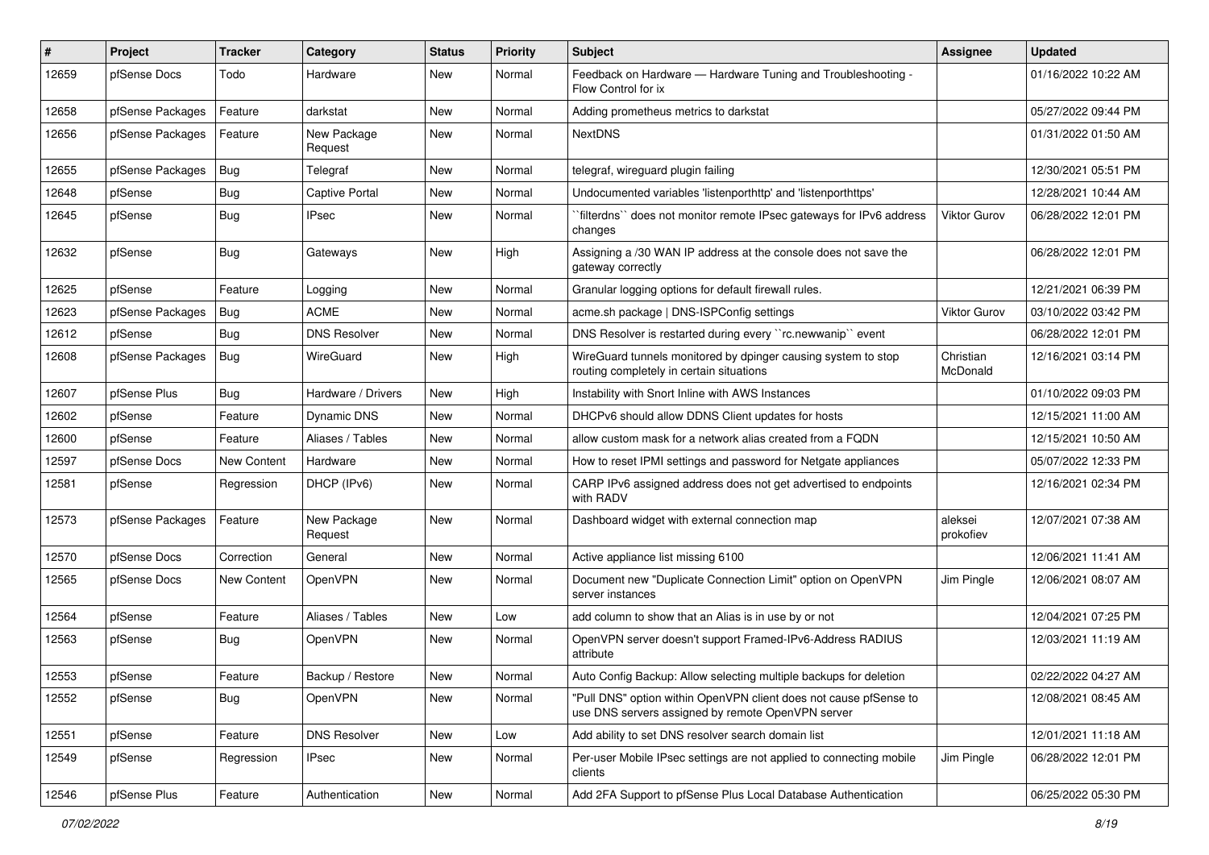| # | Project | Tracker | Category | Status | Priority | Subject | Assignee | Updated |
|---|---|---|---|---|---|---|---|---|
| 12659 | pfSense Docs | Todo | Hardware | New | Normal | Feedback on Hardware — Hardware Tuning and Troubleshooting - Flow Control for ix | | 01/16/2022 10:22 AM |
| 12658 | pfSense Packages | Feature | darkstat | New | Normal | Adding prometheus metrics to darkstat | | 05/27/2022 09:44 PM |
| 12656 | pfSense Packages | Feature | New Package Request | New | Normal | NextDNS | | 01/31/2022 01:50 AM |
| 12655 | pfSense Packages | Bug | Telegraf | New | Normal | telegraf, wireguard plugin failing | | 12/30/2021 05:51 PM |
| 12648 | pfSense | Bug | Captive Portal | New | Normal | Undocumented variables 'listenporthttp' and 'listenporthttps' | | 12/28/2021 10:44 AM |
| 12645 | pfSense | Bug | IPsec | New | Normal | ``filterdns`` does not monitor remote IPsec gateways for IPv6 address changes | Viktor Gurov | 06/28/2022 12:01 PM |
| 12632 | pfSense | Bug | Gateways | New | High | Assigning a /30 WAN IP address at the console does not save the gateway correctly | | 06/28/2022 12:01 PM |
| 12625 | pfSense | Feature | Logging | New | Normal | Granular logging options for default firewall rules. | | 12/21/2021 06:39 PM |
| 12623 | pfSense Packages | Bug | ACME | New | Normal | acme.sh package \| DNS-ISPConfig settings | Viktor Gurov | 03/10/2022 03:42 PM |
| 12612 | pfSense | Bug | DNS Resolver | New | Normal | DNS Resolver is restarted during every ``rc.newwanip`` event | | 06/28/2022 12:01 PM |
| 12608 | pfSense Packages | Bug | WireGuard | New | High | WireGuard tunnels monitored by dpinger causing system to stop routing completely in certain situations | Christian McDonald | 12/16/2021 03:14 PM |
| 12607 | pfSense Plus | Bug | Hardware / Drivers | New | High | Instability with Snort Inline with AWS Instances | | 01/10/2022 09:03 PM |
| 12602 | pfSense | Feature | Dynamic DNS | New | Normal | DHCPv6 should allow DDNS Client updates for hosts | | 12/15/2021 11:00 AM |
| 12600 | pfSense | Feature | Aliases / Tables | New | Normal | allow custom mask for a network alias created from a FQDN | | 12/15/2021 10:50 AM |
| 12597 | pfSense Docs | New Content | Hardware | New | Normal | How to reset IPMI settings and password for Netgate appliances | | 05/07/2022 12:33 PM |
| 12581 | pfSense | Regression | DHCP (IPv6) | New | Normal | CARP IPv6 assigned address does not get advertised to endpoints with RADV | | 12/16/2021 02:34 PM |
| 12573 | pfSense Packages | Feature | New Package Request | New | Normal | Dashboard widget with external connection map | aleksei prokofiev | 12/07/2021 07:38 AM |
| 12570 | pfSense Docs | Correction | General | New | Normal | Active appliance list missing 6100 | | 12/06/2021 11:41 AM |
| 12565 | pfSense Docs | New Content | OpenVPN | New | Normal | Document new "Duplicate Connection Limit" option on OpenVPN server instances | Jim Pingle | 12/06/2021 08:07 AM |
| 12564 | pfSense | Feature | Aliases / Tables | New | Low | add column to show that an Alias is in use by or not | | 12/04/2021 07:25 PM |
| 12563 | pfSense | Bug | OpenVPN | New | Normal | OpenVPN server doesn't support Framed-IPv6-Address RADIUS attribute | | 12/03/2021 11:19 AM |
| 12553 | pfSense | Feature | Backup / Restore | New | Normal | Auto Config Backup: Allow selecting multiple backups for deletion | | 02/22/2022 04:27 AM |
| 12552 | pfSense | Bug | OpenVPN | New | Normal | "Pull DNS" option within OpenVPN client does not cause pfSense to use DNS servers assigned by remote OpenVPN server | | 12/08/2021 08:45 AM |
| 12551 | pfSense | Feature | DNS Resolver | New | Low | Add ability to set DNS resolver search domain list | | 12/01/2021 11:18 AM |
| 12549 | pfSense | Regression | IPsec | New | Normal | Per-user Mobile IPsec settings are not applied to connecting mobile clients | Jim Pingle | 06/28/2022 12:01 PM |
| 12546 | pfSense Plus | Feature | Authentication | New | Normal | Add 2FA Support to pfSense Plus Local Database Authentication | | 06/25/2022 05:30 PM |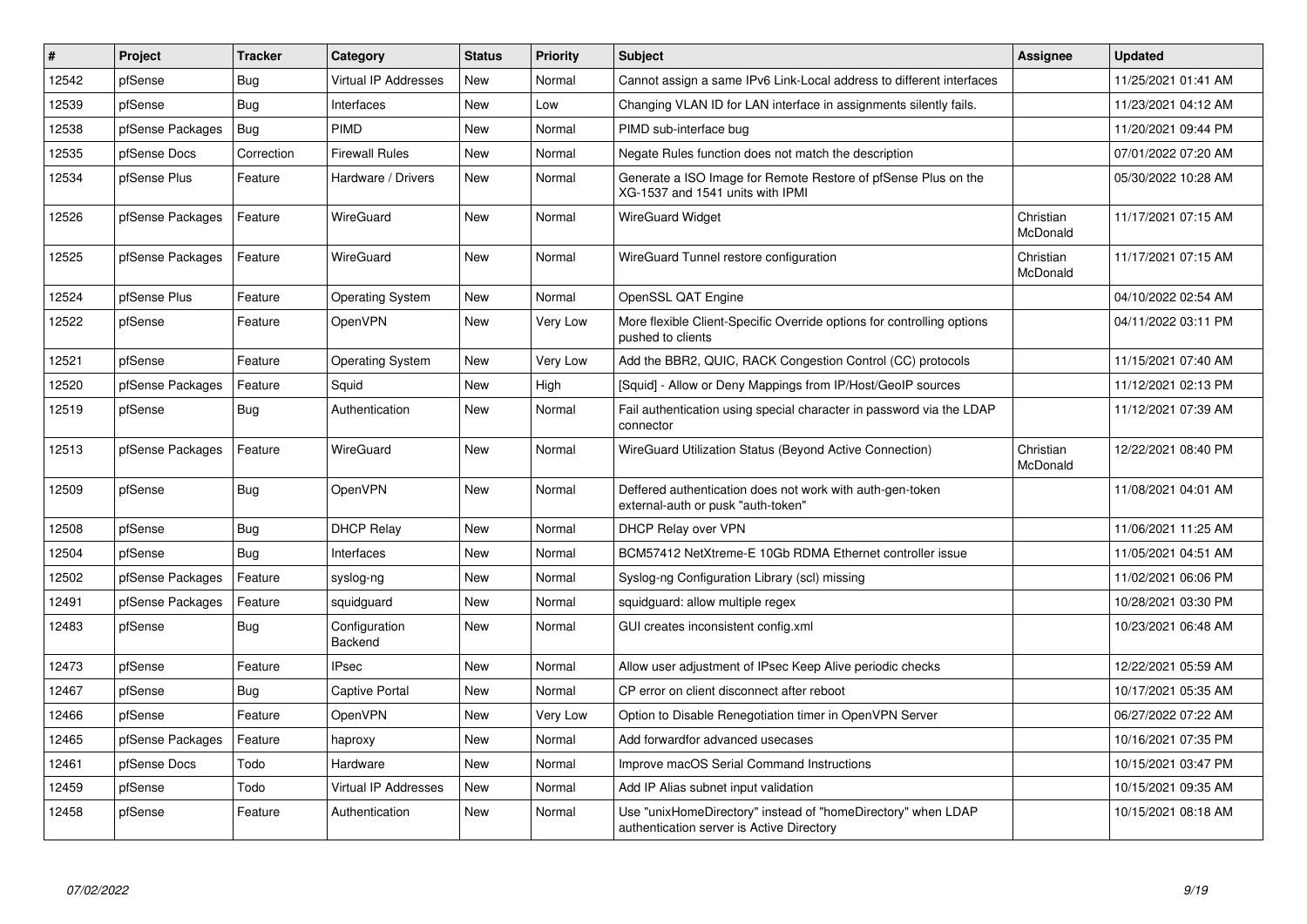| # | Project | Tracker | Category | Status | Priority | Subject | Assignee | Updated |
|---|---|---|---|---|---|---|---|---|
| 12542 | pfSense | Bug | Virtual IP Addresses | New | Normal | Cannot assign a same IPv6 Link-Local address to different interfaces | | 11/25/2021 01:41 AM |
| 12539 | pfSense | Bug | Interfaces | New | Low | Changing VLAN ID for LAN interface in assignments silently fails. | | 11/23/2021 04:12 AM |
| 12538 | pfSense Packages | Bug | PIMD | New | Normal | PIMD sub-interface bug | | 11/20/2021 09:44 PM |
| 12535 | pfSense Docs | Correction | Firewall Rules | New | Normal | Negate Rules function does not match the description | | 07/01/2022 07:20 AM |
| 12534 | pfSense Plus | Feature | Hardware / Drivers | New | Normal | Generate a ISO Image for Remote Restore of pfSense Plus on the XG-1537 and 1541 units with IPMI | | 05/30/2022 10:28 AM |
| 12526 | pfSense Packages | Feature | WireGuard | New | Normal | WireGuard Widget | Christian McDonald | 11/17/2021 07:15 AM |
| 12525 | pfSense Packages | Feature | WireGuard | New | Normal | WireGuard Tunnel restore configuration | Christian McDonald | 11/17/2021 07:15 AM |
| 12524 | pfSense Plus | Feature | Operating System | New | Normal | OpenSSL QAT Engine | | 04/10/2022 02:54 AM |
| 12522 | pfSense | Feature | OpenVPN | New | Very Low | More flexible Client-Specific Override options for controlling options pushed to clients | | 04/11/2022 03:11 PM |
| 12521 | pfSense | Feature | Operating System | New | Very Low | Add the BBR2, QUIC, RACK Congestion Control (CC) protocols | | 11/15/2021 07:40 AM |
| 12520 | pfSense Packages | Feature | Squid | New | High | [Squid] - Allow or Deny Mappings from IP/Host/GeoIP sources | | 11/12/2021 02:13 PM |
| 12519 | pfSense | Bug | Authentication | New | Normal | Fail authentication using special character in password via the LDAP connector | | 11/12/2021 07:39 AM |
| 12513 | pfSense Packages | Feature | WireGuard | New | Normal | WireGuard Utilization Status (Beyond Active Connection) | Christian McDonald | 12/22/2021 08:40 PM |
| 12509 | pfSense | Bug | OpenVPN | New | Normal | Deffered authentication does not work with auth-gen-token external-auth or pusk "auth-token" | | 11/08/2021 04:01 AM |
| 12508 | pfSense | Bug | DHCP Relay | New | Normal | DHCP Relay over VPN | | 11/06/2021 11:25 AM |
| 12504 | pfSense | Bug | Interfaces | New | Normal | BCM57412 NetXtreme-E 10Gb RDMA Ethernet controller issue | | 11/05/2021 04:51 AM |
| 12502 | pfSense Packages | Feature | syslog-ng | New | Normal | Syslog-ng Configuration Library (scl) missing | | 11/02/2021 06:06 PM |
| 12491 | pfSense Packages | Feature | squidguard | New | Normal | squidguard: allow multiple regex | | 10/28/2021 03:30 PM |
| 12483 | pfSense | Bug | Configuration Backend | New | Normal | GUI creates inconsistent config.xml | | 10/23/2021 06:48 AM |
| 12473 | pfSense | Feature | IPsec | New | Normal | Allow user adjustment of IPsec Keep Alive periodic checks | | 12/22/2021 05:59 AM |
| 12467 | pfSense | Bug | Captive Portal | New | Normal | CP error on client disconnect after reboot | | 10/17/2021 05:35 AM |
| 12466 | pfSense | Feature | OpenVPN | New | Very Low | Option to Disable Renegotiation timer in OpenVPN Server | | 06/27/2022 07:22 AM |
| 12465 | pfSense Packages | Feature | haproxy | New | Normal | Add forwardfor advanced usecases | | 10/16/2021 07:35 PM |
| 12461 | pfSense Docs | Todo | Hardware | New | Normal | Improve macOS Serial Command Instructions | | 10/15/2021 03:47 PM |
| 12459 | pfSense | Todo | Virtual IP Addresses | New | Normal | Add IP Alias subnet input validation | | 10/15/2021 09:35 AM |
| 12458 | pfSense | Feature | Authentication | New | Normal | Use "unixHomeDirectory" instead of "homeDirectory" when LDAP authentication server is Active Directory | | 10/15/2021 08:18 AM |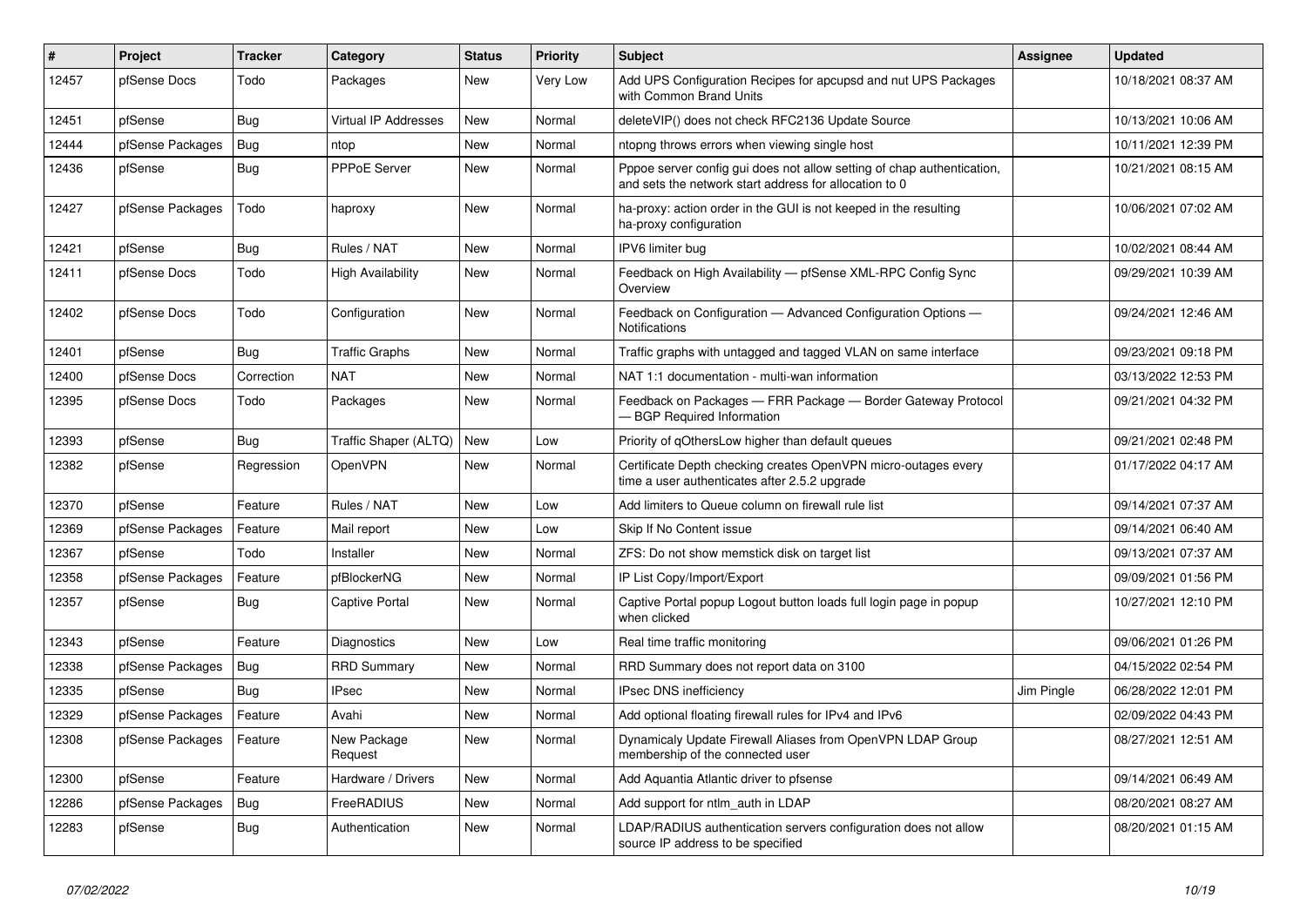| # | Project | Tracker | Category | Status | Priority | Subject | Assignee | Updated |
|---|---|---|---|---|---|---|---|---|
| 12457 | pfSense Docs | Todo | Packages | New | Very Low | Add UPS Configuration Recipes for apcupsd and nut UPS Packages with Common Brand Units | | 10/18/2021 08:37 AM |
| 12451 | pfSense | Bug | Virtual IP Addresses | New | Normal | deleteVIP() does not check RFC2136 Update Source | | 10/13/2021 10:06 AM |
| 12444 | pfSense Packages | Bug | ntop | New | Normal | ntopng throws errors when viewing single host | | 10/11/2021 12:39 PM |
| 12436 | pfSense | Bug | PPPoE Server | New | Normal | Pppoe server config gui does not allow setting of chap authentication, and sets the network start address for allocation to 0 | | 10/21/2021 08:15 AM |
| 12427 | pfSense Packages | Todo | haproxy | New | Normal | ha-proxy: action order in the GUI is not keeped in the resulting ha-proxy configuration | | 10/06/2021 07:02 AM |
| 12421 | pfSense | Bug | Rules / NAT | New | Normal | IPV6 limiter bug | | 10/02/2021 08:44 AM |
| 12411 | pfSense Docs | Todo | High Availability | New | Normal | Feedback on High Availability — pfSense XML-RPC Config Sync Overview | | 09/29/2021 10:39 AM |
| 12402 | pfSense Docs | Todo | Configuration | New | Normal | Feedback on Configuration — Advanced Configuration Options — Notifications | | 09/24/2021 12:46 AM |
| 12401 | pfSense | Bug | Traffic Graphs | New | Normal | Traffic graphs with untagged and tagged VLAN on same interface | | 09/23/2021 09:18 PM |
| 12400 | pfSense Docs | Correction | NAT | New | Normal | NAT 1:1 documentation - multi-wan information | | 03/13/2022 12:53 PM |
| 12395 | pfSense Docs | Todo | Packages | New | Normal | Feedback on Packages — FRR Package — Border Gateway Protocol — BGP Required Information | | 09/21/2021 04:32 PM |
| 12393 | pfSense | Bug | Traffic Shaper (ALTQ) | New | Low | Priority of qOthersLow higher than default queues | | 09/21/2021 02:48 PM |
| 12382 | pfSense | Regression | OpenVPN | New | Normal | Certificate Depth checking creates OpenVPN micro-outages every time a user authenticates after 2.5.2 upgrade | | 01/17/2022 04:17 AM |
| 12370 | pfSense | Feature | Rules / NAT | New | Low | Add limiters to Queue column on firewall rule list | | 09/14/2021 07:37 AM |
| 12369 | pfSense Packages | Feature | Mail report | New | Low | Skip If No Content issue | | 09/14/2021 06:40 AM |
| 12367 | pfSense | Todo | Installer | New | Normal | ZFS: Do not show memstick disk on target list | | 09/13/2021 07:37 AM |
| 12358 | pfSense Packages | Feature | pfBlockerNG | New | Normal | IP List Copy/Import/Export | | 09/09/2021 01:56 PM |
| 12357 | pfSense | Bug | Captive Portal | New | Normal | Captive Portal popup Logout button loads full login page in popup when clicked | | 10/27/2021 12:10 PM |
| 12343 | pfSense | Feature | Diagnostics | New | Low | Real time traffic monitoring | | 09/06/2021 01:26 PM |
| 12338 | pfSense Packages | Bug | RRD Summary | New | Normal | RRD Summary does not report data on 3100 | | 04/15/2022 02:54 PM |
| 12335 | pfSense | Bug | IPsec | New | Normal | IPsec DNS inefficiency | Jim Pingle | 06/28/2022 12:01 PM |
| 12329 | pfSense Packages | Feature | Avahi | New | Normal | Add optional floating firewall rules for IPv4 and IPv6 | | 02/09/2022 04:43 PM |
| 12308 | pfSense Packages | Feature | New Package Request | New | Normal | Dynamicaly Update Firewall Aliases from OpenVPN LDAP Group membership of the connected user | | 08/27/2021 12:51 AM |
| 12300 | pfSense | Feature | Hardware / Drivers | New | Normal | Add Aquantia Atlantic driver to pfsense | | 09/14/2021 06:49 AM |
| 12286 | pfSense Packages | Bug | FreeRADIUS | New | Normal | Add support for ntlm_auth in LDAP | | 08/20/2021 08:27 AM |
| 12283 | pfSense | Bug | Authentication | New | Normal | LDAP/RADIUS authentication servers configuration does not allow source IP address to be specified | | 08/20/2021 01:15 AM |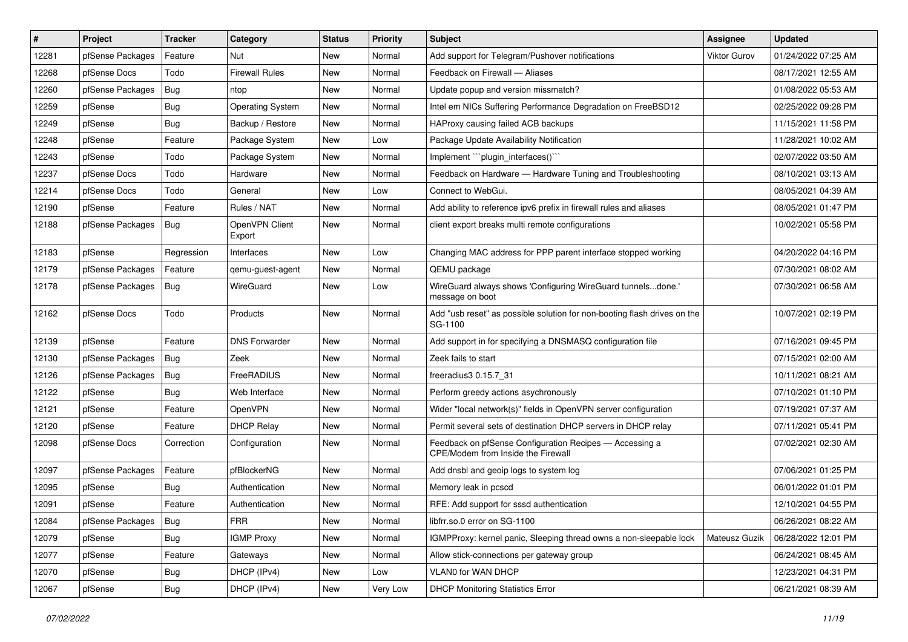| # | Project | Tracker | Category | Status | Priority | Subject | Assignee | Updated |
|---|---|---|---|---|---|---|---|---|
| 12281 | pfSense Packages | Feature | Nut | New | Normal | Add support for Telegram/Pushover notifications | Viktor Gurov | 01/24/2022 07:25 AM |
| 12268 | pfSense Docs | Todo | Firewall Rules | New | Normal | Feedback on Firewall — Aliases | | 08/17/2021 12:55 AM |
| 12260 | pfSense Packages | Bug | ntop | New | Normal | Update popup and version missmatch? | | 01/08/2022 05:53 AM |
| 12259 | pfSense | Bug | Operating System | New | Normal | Intel em NICs Suffering Performance Degradation on FreeBSD12 | | 02/25/2022 09:28 PM |
| 12249 | pfSense | Bug | Backup / Restore | New | Normal | HAProxy causing failed ACB backups | | 11/15/2021 11:58 PM |
| 12248 | pfSense | Feature | Package System | New | Low | Package Update Availability Notification | | 11/28/2021 10:02 AM |
| 12243 | pfSense | Todo | Package System | New | Normal | Implement ```plugin_interfaces()``` | | 02/07/2022 03:50 AM |
| 12237 | pfSense Docs | Todo | Hardware | New | Normal | Feedback on Hardware — Hardware Tuning and Troubleshooting | | 08/10/2021 03:13 AM |
| 12214 | pfSense Docs | Todo | General | New | Low | Connect to WebGui. | | 08/05/2021 04:39 AM |
| 12190 | pfSense | Feature | Rules / NAT | New | Normal | Add ability to reference ipv6 prefix in firewall rules and aliases | | 08/05/2021 01:47 PM |
| 12188 | pfSense Packages | Bug | OpenVPN Client Export | New | Normal | client export breaks multi remote configurations | | 10/02/2021 05:58 PM |
| 12183 | pfSense | Regression | Interfaces | New | Low | Changing MAC address for PPP parent interface stopped working | | 04/20/2022 04:16 PM |
| 12179 | pfSense Packages | Feature | qemu-guest-agent | New | Normal | QEMU package | | 07/30/2021 08:02 AM |
| 12178 | pfSense Packages | Bug | WireGuard | New | Low | WireGuard always shows 'Configuring WireGuard tunnels...done.' message on boot | | 07/30/2021 06:58 AM |
| 12162 | pfSense Docs | Todo | Products | New | Normal | Add "usb reset" as possible solution for non-booting flash drives on the SG-1100 | | 10/07/2021 02:19 PM |
| 12139 | pfSense | Feature | DNS Forwarder | New | Normal | Add support in for specifying a DNSMASQ configuration file | | 07/16/2021 09:45 PM |
| 12130 | pfSense Packages | Bug | Zeek | New | Normal | Zeek fails to start | | 07/15/2021 02:00 AM |
| 12126 | pfSense Packages | Bug | FreeRADIUS | New | Normal | freeradius3 0.15.7_31 | | 10/11/2021 08:21 AM |
| 12122 | pfSense | Bug | Web Interface | New | Normal | Perform greedy actions asychronously | | 07/10/2021 01:10 PM |
| 12121 | pfSense | Feature | OpenVPN | New | Normal | Wider "local network(s)" fields in OpenVPN server configuration | | 07/19/2021 07:37 AM |
| 12120 | pfSense | Feature | DHCP Relay | New | Normal | Permit several sets of destination DHCP servers in DHCP relay | | 07/11/2021 05:41 PM |
| 12098 | pfSense Docs | Correction | Configuration | New | Normal | Feedback on pfSense Configuration Recipes — Accessing a CPE/Modem from Inside the Firewall | | 07/02/2021 02:30 AM |
| 12097 | pfSense Packages | Feature | pfBlockerNG | New | Normal | Add dnsbl and geoip logs to system log | | 07/06/2021 01:25 PM |
| 12095 | pfSense | Bug | Authentication | New | Normal | Memory leak in pcscd | | 06/01/2022 01:01 PM |
| 12091 | pfSense | Feature | Authentication | New | Normal | RFE: Add support for sssd authentication | | 12/10/2021 04:55 PM |
| 12084 | pfSense Packages | Bug | FRR | New | Normal | libfrr.so.0 error on SG-1100 | | 06/26/2021 08:22 AM |
| 12079 | pfSense | Bug | IGMP Proxy | New | Normal | IGMPProxy: kernel panic, Sleeping thread owns a non-sleepable lock | Mateusz Guzik | 06/28/2022 12:01 PM |
| 12077 | pfSense | Feature | Gateways | New | Normal | Allow stick-connections per gateway group | | 06/24/2021 08:45 AM |
| 12070 | pfSense | Bug | DHCP (IPv4) | New | Low | VLAN0 for WAN DHCP | | 12/23/2021 04:31 PM |
| 12067 | pfSense | Bug | DHCP (IPv4) | New | Very Low | DHCP Monitoring Statistics Error | | 06/21/2021 08:39 AM |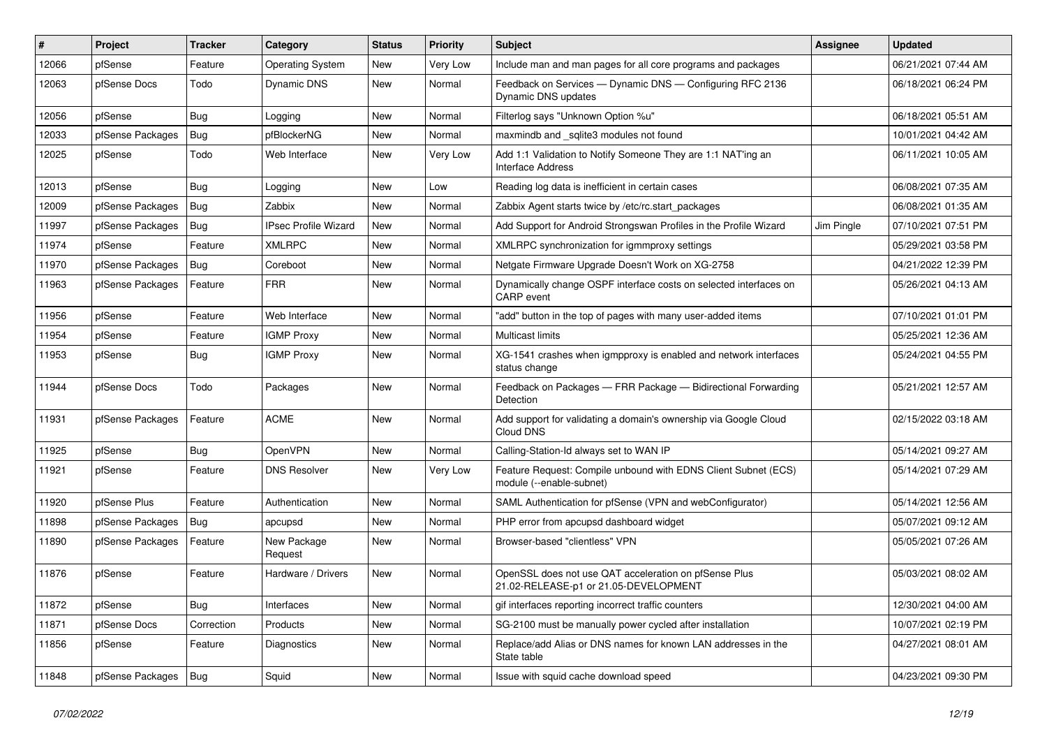| # | Project | Tracker | Category | Status | Priority | Subject | Assignee | Updated |
|---|---|---|---|---|---|---|---|---|
| 12066 | pfSense | Feature | Operating System | New | Very Low | Include man and man pages for all core programs and packages | | 06/21/2021 07:44 AM |
| 12063 | pfSense Docs | Todo | Dynamic DNS | New | Normal | Feedback on Services — Dynamic DNS — Configuring RFC 2136 Dynamic DNS updates | | 06/18/2021 06:24 PM |
| 12056 | pfSense | Bug | Logging | New | Normal | Filterlog says "Unknown Option %u" | | 06/18/2021 05:51 AM |
| 12033 | pfSense Packages | Bug | pfBlockerNG | New | Normal | maxmindb and _sqlite3 modules not found | | 10/01/2021 04:42 AM |
| 12025 | pfSense | Todo | Web Interface | New | Very Low | Add 1:1 Validation to Notify Someone They are 1:1 NAT'ing an Interface Address | | 06/11/2021 10:05 AM |
| 12013 | pfSense | Bug | Logging | New | Low | Reading log data is inefficient in certain cases | | 06/08/2021 07:35 AM |
| 12009 | pfSense Packages | Bug | Zabbix | New | Normal | Zabbix Agent starts twice by /etc/rc.start_packages | | 06/08/2021 01:35 AM |
| 11997 | pfSense Packages | Bug | IPsec Profile Wizard | New | Normal | Add Support for Android Strongswan Profiles in the Profile Wizard | Jim Pingle | 07/10/2021 07:51 PM |
| 11974 | pfSense | Feature | XMLRPC | New | Normal | XMLRPC synchronization for igmmproxy settings | | 05/29/2021 03:58 PM |
| 11970 | pfSense Packages | Bug | Coreboot | New | Normal | Netgate Firmware Upgrade Doesn't Work on XG-2758 | | 04/21/2022 12:39 PM |
| 11963 | pfSense Packages | Feature | FRR | New | Normal | Dynamically change OSPF interface costs on selected interfaces on CARP event | | 05/26/2021 04:13 AM |
| 11956 | pfSense | Feature | Web Interface | New | Normal | "add" button in the top of pages with many user-added items | | 07/10/2021 01:01 PM |
| 11954 | pfSense | Feature | IGMP Proxy | New | Normal | Multicast limits | | 05/25/2021 12:36 AM |
| 11953 | pfSense | Bug | IGMP Proxy | New | Normal | XG-1541 crashes when igmpproxy is enabled and network interfaces status change | | 05/24/2021 04:55 PM |
| 11944 | pfSense Docs | Todo | Packages | New | Normal | Feedback on Packages — FRR Package — Bidirectional Forwarding Detection | | 05/21/2021 12:57 AM |
| 11931 | pfSense Packages | Feature | ACME | New | Normal | Add support for validating a domain's ownership via Google Cloud Cloud DNS | | 02/15/2022 03:18 AM |
| 11925 | pfSense | Bug | OpenVPN | New | Normal | Calling-Station-Id always set to WAN IP | | 05/14/2021 09:27 AM |
| 11921 | pfSense | Feature | DNS Resolver | New | Very Low | Feature Request: Compile unbound with EDNS Client Subnet (ECS) module (--enable-subnet) | | 05/14/2021 07:29 AM |
| 11920 | pfSense Plus | Feature | Authentication | New | Normal | SAML Authentication for pfSense (VPN and webConfigurator) | | 05/14/2021 12:56 AM |
| 11898 | pfSense Packages | Bug | apcupsd | New | Normal | PHP error from apcupsd dashboard widget | | 05/07/2021 09:12 AM |
| 11890 | pfSense Packages | Feature | New Package Request | New | Normal | Browser-based "clientless" VPN | | 05/05/2021 07:26 AM |
| 11876 | pfSense | Feature | Hardware / Drivers | New | Normal | OpenSSL does not use QAT acceleration on pfSense Plus 21.02-RELEASE-p1 or 21.05-DEVELOPMENT | | 05/03/2021 08:02 AM |
| 11872 | pfSense | Bug | Interfaces | New | Normal | gif interfaces reporting incorrect traffic counters | | 12/30/2021 04:00 AM |
| 11871 | pfSense Docs | Correction | Products | New | Normal | SG-2100 must be manually power cycled after installation | | 10/07/2021 02:19 PM |
| 11856 | pfSense | Feature | Diagnostics | New | Normal | Replace/add Alias or DNS names for known LAN addresses in the State table | | 04/27/2021 08:01 AM |
| 11848 | pfSense Packages | Bug | Squid | New | Normal | Issue with squid cache download speed | | 04/23/2021 09:30 PM |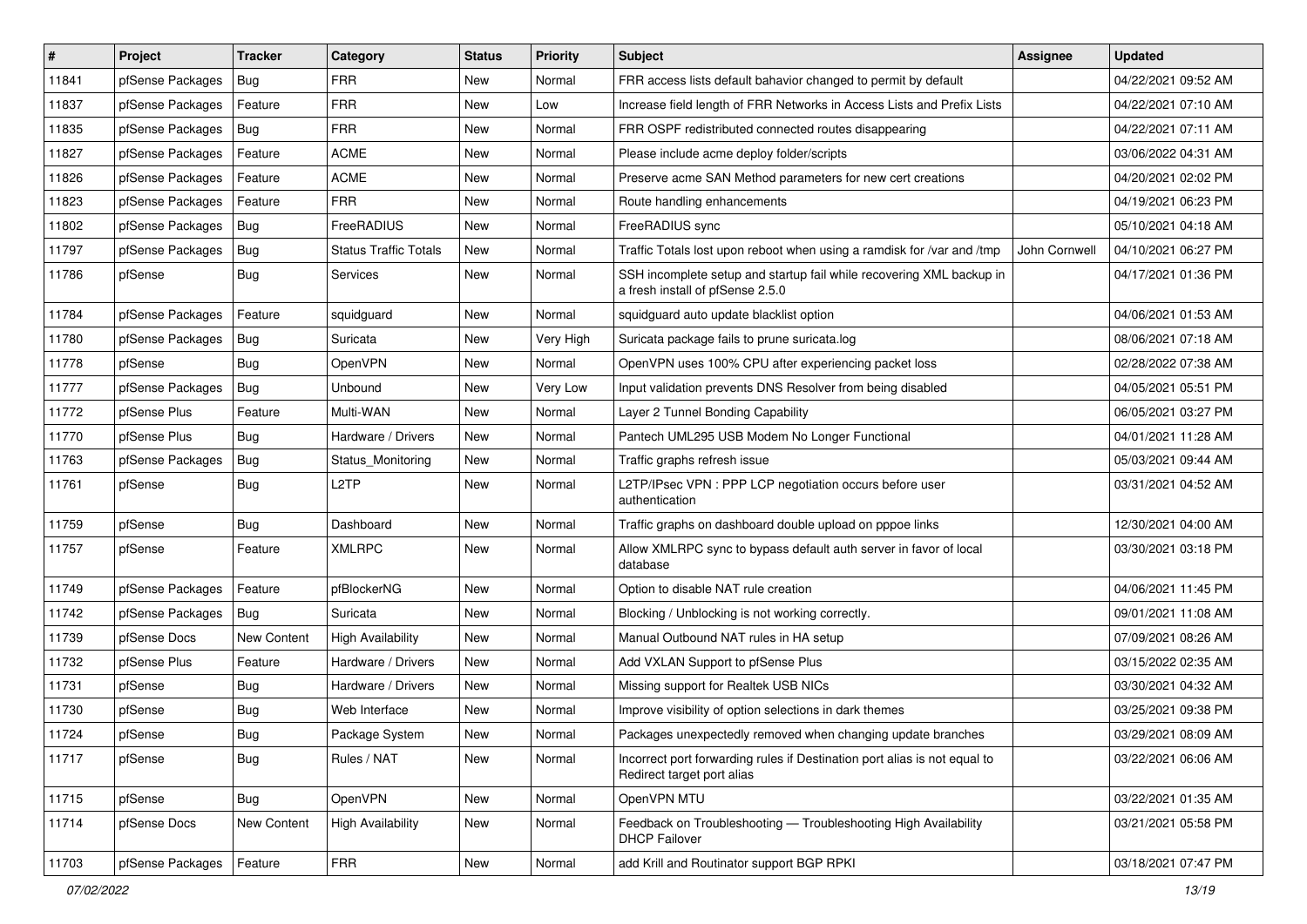| # | Project | Tracker | Category | Status | Priority | Subject | Assignee | Updated |
|---|---|---|---|---|---|---|---|---|
| 11841 | pfSense Packages | Bug | FRR | New | Normal | FRR access lists default bahavior changed to permit by default | | 04/22/2021 09:52 AM |
| 11837 | pfSense Packages | Feature | FRR | New | Low | Increase field length of FRR Networks in Access Lists and Prefix Lists | | 04/22/2021 07:10 AM |
| 11835 | pfSense Packages | Bug | FRR | New | Normal | FRR OSPF redistributed connected routes disappearing | | 04/22/2021 07:11 AM |
| 11827 | pfSense Packages | Feature | ACME | New | Normal | Please include acme deploy folder/scripts | | 03/06/2022 04:31 AM |
| 11826 | pfSense Packages | Feature | ACME | New | Normal | Preserve acme SAN Method parameters for new cert creations | | 04/20/2021 02:02 PM |
| 11823 | pfSense Packages | Feature | FRR | New | Normal | Route handling enhancements | | 04/19/2021 06:23 PM |
| 11802 | pfSense Packages | Bug | FreeRADIUS | New | Normal | FreeRADIUS sync | | 05/10/2021 04:18 AM |
| 11797 | pfSense Packages | Bug | Status Traffic Totals | New | Normal | Traffic Totals lost upon reboot when using a ramdisk for /var and /tmp | John Cornwell | 04/10/2021 06:27 PM |
| 11786 | pfSense | Bug | Services | New | Normal | SSH incomplete setup and startup fail while recovering XML backup in a fresh install of pfSense 2.5.0 | | 04/17/2021 01:36 PM |
| 11784 | pfSense Packages | Feature | squidguard | New | Normal | squidguard auto update blacklist option | | 04/06/2021 01:53 AM |
| 11780 | pfSense Packages | Bug | Suricata | New | Very High | Suricata package fails to prune suricata.log | | 08/06/2021 07:18 AM |
| 11778 | pfSense | Bug | OpenVPN | New | Normal | OpenVPN uses 100% CPU after experiencing packet loss | | 02/28/2022 07:38 AM |
| 11777 | pfSense Packages | Bug | Unbound | New | Very Low | Input validation prevents DNS Resolver from being disabled | | 04/05/2021 05:51 PM |
| 11772 | pfSense Plus | Feature | Multi-WAN | New | Normal | Layer 2 Tunnel Bonding Capability | | 06/05/2021 03:27 PM |
| 11770 | pfSense Plus | Bug | Hardware / Drivers | New | Normal | Pantech UML295 USB Modem No Longer Functional | | 04/01/2021 11:28 AM |
| 11763 | pfSense Packages | Bug | Status_Monitoring | New | Normal | Traffic graphs refresh issue | | 05/03/2021 09:44 AM |
| 11761 | pfSense | Bug | L2TP | New | Normal | L2TP/IPsec VPN : PPP LCP negotiation occurs before user authentication | | 03/31/2021 04:52 AM |
| 11759 | pfSense | Bug | Dashboard | New | Normal | Traffic graphs on dashboard double upload on pppoe links | | 12/30/2021 04:00 AM |
| 11757 | pfSense | Feature | XMLRPC | New | Normal | Allow XMLRPC sync to bypass default auth server in favor of local database | | 03/30/2021 03:18 PM |
| 11749 | pfSense Packages | Feature | pfBlockerNG | New | Normal | Option to disable NAT rule creation | | 04/06/2021 11:45 PM |
| 11742 | pfSense Packages | Bug | Suricata | New | Normal | Blocking / Unblocking is not working correctly. | | 09/01/2021 11:08 AM |
| 11739 | pfSense Docs | New Content | High Availability | New | Normal | Manual Outbound NAT rules in HA setup | | 07/09/2021 08:26 AM |
| 11732 | pfSense Plus | Feature | Hardware / Drivers | New | Normal | Add VXLAN Support to pfSense Plus | | 03/15/2022 02:35 AM |
| 11731 | pfSense | Bug | Hardware / Drivers | New | Normal | Missing support for Realtek USB NICs | | 03/30/2021 04:32 AM |
| 11730 | pfSense | Bug | Web Interface | New | Normal | Improve visibility of option selections in dark themes | | 03/25/2021 09:38 PM |
| 11724 | pfSense | Bug | Package System | New | Normal | Packages unexpectedly removed when changing update branches | | 03/29/2021 08:09 AM |
| 11717 | pfSense | Bug | Rules / NAT | New | Normal | Incorrect port forwarding rules if Destination port alias is not equal to Redirect target port alias | | 03/22/2021 06:06 AM |
| 11715 | pfSense | Bug | OpenVPN | New | Normal | OpenVPN MTU | | 03/22/2021 01:35 AM |
| 11714 | pfSense Docs | New Content | High Availability | New | Normal | Feedback on Troubleshooting — Troubleshooting High Availability DHCP Failover | | 03/21/2021 05:58 PM |
| 11703 | pfSense Packages | Feature | FRR | New | Normal | add Krill and Routinator support BGP RPKI | | 03/18/2021 07:47 PM |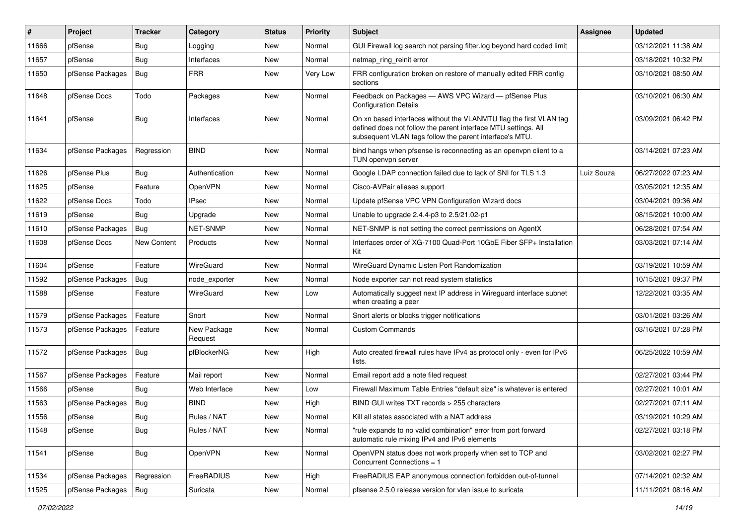| # | Project | Tracker | Category | Status | Priority | Subject | Assignee | Updated |
|---|---|---|---|---|---|---|---|---|
| 11666 | pfSense | Bug | Logging | New | Normal | GUI Firewall log search not parsing filter.log beyond hard coded limit | | 03/12/2021 11:38 AM |
| 11657 | pfSense | Bug | Interfaces | New | Normal | netmap_ring_reinit error | | 03/18/2021 10:32 PM |
| 11650 | pfSense Packages | Bug | FRR | New | Very Low | FRR configuration broken on restore of manually edited FRR config sections | | 03/10/2021 08:50 AM |
| 11648 | pfSense Docs | Todo | Packages | New | Normal | Feedback on Packages — AWS VPC Wizard — pfSense Plus Configuration Details | | 03/10/2021 06:30 AM |
| 11641 | pfSense | Bug | Interfaces | New | Normal | On xn based interfaces without the VLANMTU flag the first VLAN tag defined does not follow the parent interface MTU settings. All subsequent VLAN tags follow the parent interface's MTU. | | 03/09/2021 06:42 PM |
| 11634 | pfSense Packages | Regression | BIND | New | Normal | bind hangs when pfsense is reconnecting as an openvpn client to a TUN openvpn server | | 03/14/2021 07:23 AM |
| 11626 | pfSense Plus | Bug | Authentication | New | Normal | Google LDAP connection failed due to lack of SNI for TLS 1.3 | Luiz Souza | 06/27/2022 07:23 AM |
| 11625 | pfSense | Feature | OpenVPN | New | Normal | Cisco-AVPair aliases support | | 03/05/2021 12:35 AM |
| 11622 | pfSense Docs | Todo | IPsec | New | Normal | Update pfSense VPC VPN Configuration Wizard docs | | 03/04/2021 09:36 AM |
| 11619 | pfSense | Bug | Upgrade | New | Normal | Unable to upgrade 2.4.4-p3 to 2.5/21.02-p1 | | 08/15/2021 10:00 AM |
| 11610 | pfSense Packages | Bug | NET-SNMP | New | Normal | NET-SNMP is not setting the correct permissions on AgentX | | 06/28/2021 07:54 AM |
| 11608 | pfSense Docs | New Content | Products | New | Normal | Interfaces order of XG-7100 Quad-Port 10GbE Fiber SFP+ Installation Kit | | 03/03/2021 07:14 AM |
| 11604 | pfSense | Feature | WireGuard | New | Normal | WireGuard Dynamic Listen Port Randomization | | 03/19/2021 10:59 AM |
| 11592 | pfSense Packages | Bug | node_exporter | New | Normal | Node exporter can not read system statistics | | 10/15/2021 09:37 PM |
| 11588 | pfSense | Feature | WireGuard | New | Low | Automatically suggest next IP address in Wireguard interface subnet when creating a peer | | 12/22/2021 03:35 AM |
| 11579 | pfSense Packages | Feature | Snort | New | Normal | Snort alerts or blocks trigger notifications | | 03/01/2021 03:26 AM |
| 11573 | pfSense Packages | Feature | New Package Request | New | Normal | Custom Commands | | 03/16/2021 07:28 PM |
| 11572 | pfSense Packages | Bug | pfBlockerNG | New | High | Auto created firewall rules have IPv4 as protocol only - even for IPv6 lists. | | 06/25/2022 10:59 AM |
| 11567 | pfSense Packages | Feature | Mail report | New | Normal | Email report add a note filed request | | 02/27/2021 03:44 PM |
| 11566 | pfSense | Bug | Web Interface | New | Low | Firewall Maximum Table Entries "default size" is whatever is entered | | 02/27/2021 10:01 AM |
| 11563 | pfSense Packages | Bug | BIND | New | High | BIND GUI writes TXT records > 255 characters | | 02/27/2021 07:11 AM |
| 11556 | pfSense | Bug | Rules / NAT | New | Normal | Kill all states associated with a NAT address | | 03/19/2021 10:29 AM |
| 11548 | pfSense | Bug | Rules / NAT | New | Normal | "rule expands to no valid combination" error from port forward automatic rule mixing IPv4 and IPv6 elements | | 02/27/2021 03:18 PM |
| 11541 | pfSense | Bug | OpenVPN | New | Normal | OpenVPN status does not work properly when set to TCP and Concurrent Connections = 1 | | 03/02/2021 02:27 PM |
| 11534 | pfSense Packages | Regression | FreeRADIUS | New | High | FreeRADIUS EAP anonymous connection forbidden out-of-tunnel | | 07/14/2021 02:32 AM |
| 11525 | pfSense Packages | Bug | Suricata | New | Normal | pfsense 2.5.0 release version for vlan issue to suricata | | 11/11/2021 08:16 AM |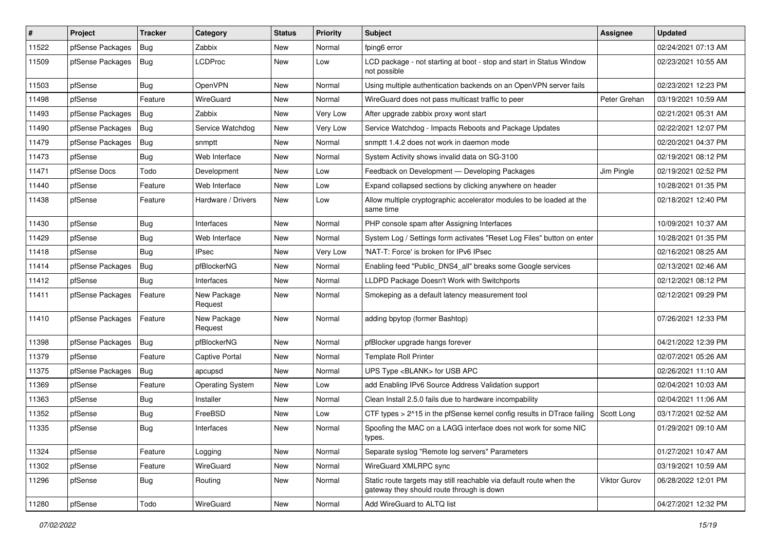| # | Project | Tracker | Category | Status | Priority | Subject | Assignee | Updated |
|---|---|---|---|---|---|---|---|---|
| 11522 | pfSense Packages | Bug | Zabbix | New | Normal | fping6 error | | 02/24/2021 07:13 AM |
| 11509 | pfSense Packages | Bug | LCDProc | New | Low | LCD package - not starting at boot - stop and start in Status Window not possible | | 02/23/2021 10:55 AM |
| 11503 | pfSense | Bug | OpenVPN | New | Normal | Using multiple authentication backends on an OpenVPN server fails | | 02/23/2021 12:23 PM |
| 11498 | pfSense | Feature | WireGuard | New | Normal | WireGuard does not pass multicast traffic to peer | Peter Grehan | 03/19/2021 10:59 AM |
| 11493 | pfSense Packages | Bug | Zabbix | New | Very Low | After upgrade zabbix proxy wont start | | 02/21/2021 05:31 AM |
| 11490 | pfSense Packages | Bug | Service Watchdog | New | Very Low | Service Watchdog - Impacts Reboots and Package Updates | | 02/22/2021 12:07 PM |
| 11479 | pfSense Packages | Bug | snmptt | New | Normal | snmptt 1.4.2 does not work in daemon mode | | 02/20/2021 04:37 PM |
| 11473 | pfSense | Bug | Web Interface | New | Normal | System Activity shows invalid data on SG-3100 | | 02/19/2021 08:12 PM |
| 11471 | pfSense Docs | Todo | Development | New | Low | Feedback on Development — Developing Packages | Jim Pingle | 02/19/2021 02:52 PM |
| 11440 | pfSense | Feature | Web Interface | New | Low | Expand collapsed sections by clicking anywhere on header | | 10/28/2021 01:35 PM |
| 11438 | pfSense | Feature | Hardware / Drivers | New | Low | Allow multiple cryptographic accelerator modules to be loaded at the same time | | 02/18/2021 12:40 PM |
| 11430 | pfSense | Bug | Interfaces | New | Normal | PHP console spam after Assigning Interfaces | | 10/09/2021 10:37 AM |
| 11429 | pfSense | Bug | Web Interface | New | Normal | System Log / Settings form activates "Reset Log Files" button on enter | | 10/28/2021 01:35 PM |
| 11418 | pfSense | Bug | IPsec | New | Very Low | 'NAT-T: Force' is broken for IPv6 IPsec | | 02/16/2021 08:25 AM |
| 11414 | pfSense Packages | Bug | pfBlockerNG | New | Normal | Enabling feed "Public_DNS4_all" breaks some Google services | | 02/13/2021 02:46 AM |
| 11412 | pfSense | Bug | Interfaces | New | Normal | LLDPD Package Doesn't Work with Switchports | | 02/12/2021 08:12 PM |
| 11411 | pfSense Packages | Feature | New Package Request | New | Normal | Smokeping as a default latency measurement tool | | 02/12/2021 09:29 PM |
| 11410 | pfSense Packages | Feature | New Package Request | New | Normal | adding bpytop (former Bashtop) | | 07/26/2021 12:33 PM |
| 11398 | pfSense Packages | Bug | pfBlockerNG | New | Normal | pfBlocker upgrade hangs forever | | 04/21/2022 12:39 PM |
| 11379 | pfSense | Feature | Captive Portal | New | Normal | Template Roll Printer | | 02/07/2021 05:26 AM |
| 11375 | pfSense Packages | Bug | apcupsd | New | Normal | UPS Type <BLANK> for USB APC | | 02/26/2021 11:10 AM |
| 11369 | pfSense | Feature | Operating System | New | Low | add Enabling IPv6 Source Address Validation support | | 02/04/2021 10:03 AM |
| 11363 | pfSense | Bug | Installer | New | Normal | Clean Install 2.5.0 fails due to hardware incompability | | 02/04/2021 11:06 AM |
| 11352 | pfSense | Bug | FreeBSD | New | Low | CTF types > 2^15 in the pfSense kernel config results in DTrace failing | Scott Long | 03/17/2021 02:52 AM |
| 11335 | pfSense | Bug | Interfaces | New | Normal | Spoofing the MAC on a LAGG interface does not work for some NIC types. | | 01/29/2021 09:10 AM |
| 11324 | pfSense | Feature | Logging | New | Normal | Separate syslog "Remote log servers" Parameters | | 01/27/2021 10:47 AM |
| 11302 | pfSense | Feature | WireGuard | New | Normal | WireGuard XMLRPC sync | | 03/19/2021 10:59 AM |
| 11296 | pfSense | Bug | Routing | New | Normal | Static route targets may still reachable via default route when the gateway they should route through is down | Viktor Gurov | 06/28/2022 12:01 PM |
| 11280 | pfSense | Todo | WireGuard | New | Normal | Add WireGuard to ALTQ list | | 04/27/2021 12:32 PM |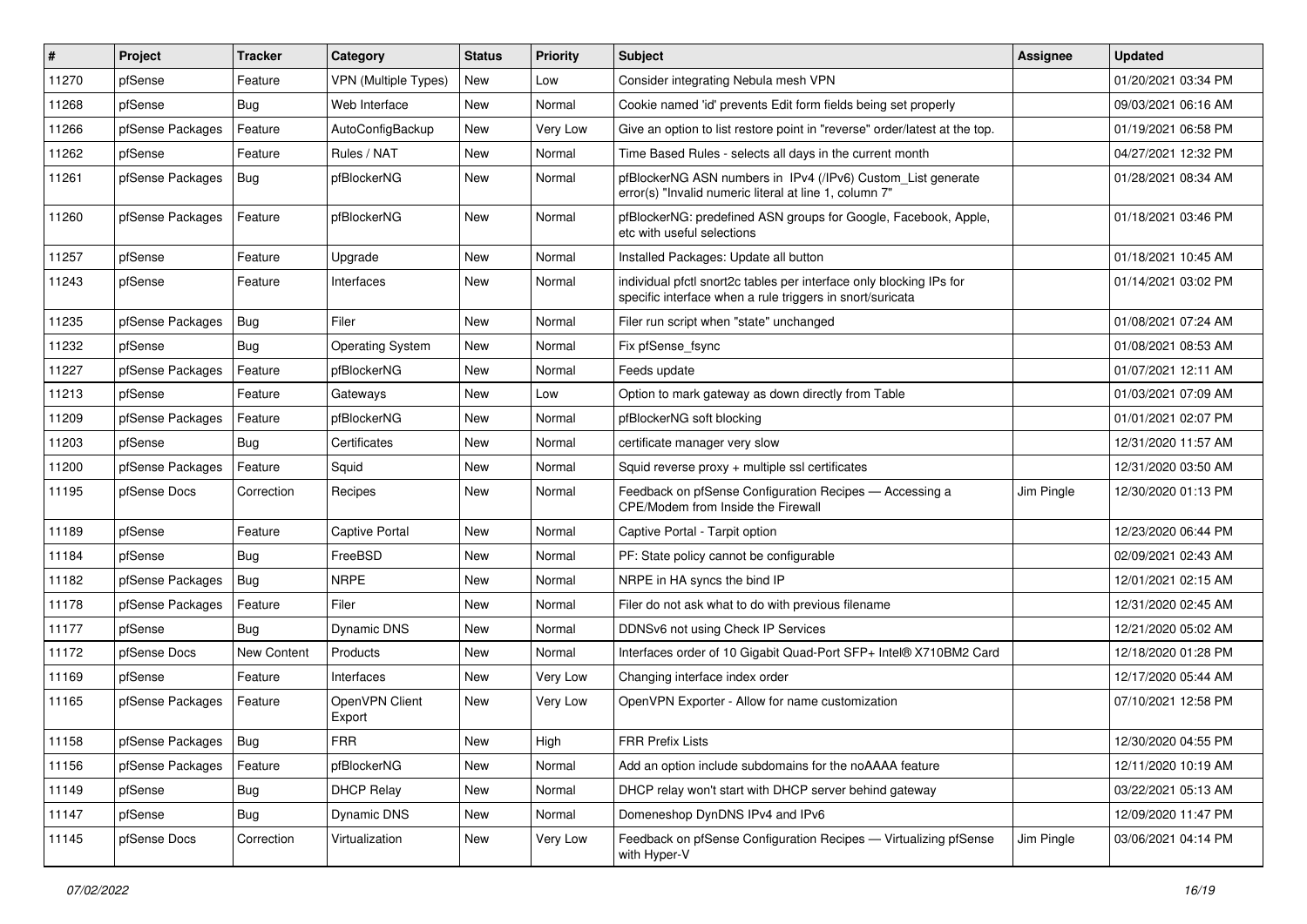| # | Project | Tracker | Category | Status | Priority | Subject | Assignee | Updated |
|---|---|---|---|---|---|---|---|---|
| 11270 | pfSense | Feature | VPN (Multiple Types) | New | Low | Consider integrating Nebula mesh VPN | | 01/20/2021 03:34 PM |
| 11268 | pfSense | Bug | Web Interface | New | Normal | Cookie named 'id' prevents Edit form fields being set properly | | 09/03/2021 06:16 AM |
| 11266 | pfSense Packages | Feature | AutoConfigBackup | New | Very Low | Give an option to list restore point in "reverse" order/latest at the top. | | 01/19/2021 06:58 PM |
| 11262 | pfSense | Feature | Rules / NAT | New | Normal | Time Based Rules - selects all days in the current month | | 04/27/2021 12:32 PM |
| 11261 | pfSense Packages | Bug | pfBlockerNG | New | Normal | pfBlockerNG ASN numbers in IPv4 (/IPv6) Custom_List generate error(s) "Invalid numeric literal at line 1, column 7" | | 01/28/2021 08:34 AM |
| 11260 | pfSense Packages | Feature | pfBlockerNG | New | Normal | pfBlockerNG: predefined ASN groups for Google, Facebook, Apple, etc with useful selections | | 01/18/2021 03:46 PM |
| 11257 | pfSense | Feature | Upgrade | New | Normal | Installed Packages: Update all button | | 01/18/2021 10:45 AM |
| 11243 | pfSense | Feature | Interfaces | New | Normal | individual pfctl snort2c tables per interface only blocking IPs for specific interface when a rule triggers in snort/suricata | | 01/14/2021 03:02 PM |
| 11235 | pfSense Packages | Bug | Filer | New | Normal | Filer run script when "state" unchanged | | 01/08/2021 07:24 AM |
| 11232 | pfSense | Bug | Operating System | New | Normal | Fix pfSense_fsync | | 01/08/2021 08:53 AM |
| 11227 | pfSense Packages | Feature | pfBlockerNG | New | Normal | Feeds update | | 01/07/2021 12:11 AM |
| 11213 | pfSense | Feature | Gateways | New | Low | Option to mark gateway as down directly from Table | | 01/03/2021 07:09 AM |
| 11209 | pfSense Packages | Feature | pfBlockerNG | New | Normal | pfBlockerNG soft blocking | | 01/01/2021 02:07 PM |
| 11203 | pfSense | Bug | Certificates | New | Normal | certificate manager very slow | | 12/31/2020 11:57 AM |
| 11200 | pfSense Packages | Feature | Squid | New | Normal | Squid reverse proxy + multiple ssl certificates | | 12/31/2020 03:50 AM |
| 11195 | pfSense Docs | Correction | Recipes | New | Normal | Feedback on pfSense Configuration Recipes — Accessing a CPE/Modem from Inside the Firewall | Jim Pingle | 12/30/2020 01:13 PM |
| 11189 | pfSense | Feature | Captive Portal | New | Normal | Captive Portal - Tarpit option | | 12/23/2020 06:44 PM |
| 11184 | pfSense | Bug | FreeBSD | New | Normal | PF: State policy cannot be configurable | | 02/09/2021 02:43 AM |
| 11182 | pfSense Packages | Bug | NRPE | New | Normal | NRPE in HA syncs the bind IP | | 12/01/2021 02:15 AM |
| 11178 | pfSense Packages | Feature | Filer | New | Normal | Filer do not ask what to do with previous filename | | 12/31/2020 02:45 AM |
| 11177 | pfSense | Bug | Dynamic DNS | New | Normal | DDNSv6 not using Check IP Services | | 12/21/2020 05:02 AM |
| 11172 | pfSense Docs | New Content | Products | New | Normal | Interfaces order of 10 Gigabit Quad-Port SFP+ Intel® X710BM2 Card | | 12/18/2020 01:28 PM |
| 11169 | pfSense | Feature | Interfaces | New | Very Low | Changing interface index order | | 12/17/2020 05:44 AM |
| 11165 | pfSense Packages | Feature | OpenVPN Client Export | New | Very Low | OpenVPN Exporter - Allow for name customization | | 07/10/2021 12:58 PM |
| 11158 | pfSense Packages | Bug | FRR | New | High | FRR Prefix Lists | | 12/30/2020 04:55 PM |
| 11156 | pfSense Packages | Feature | pfBlockerNG | New | Normal | Add an option include subdomains for the noAAAA feature | | 12/11/2020 10:19 AM |
| 11149 | pfSense | Bug | DHCP Relay | New | Normal | DHCP relay won't start with DHCP server behind gateway | | 03/22/2021 05:13 AM |
| 11147 | pfSense | Bug | Dynamic DNS | New | Normal | Domeneshop DynDNS IPv4 and IPv6 | | 12/09/2020 11:47 PM |
| 11145 | pfSense Docs | Correction | Virtualization | New | Very Low | Feedback on pfSense Configuration Recipes — Virtualizing pfSense with Hyper-V | Jim Pingle | 03/06/2021 04:14 PM |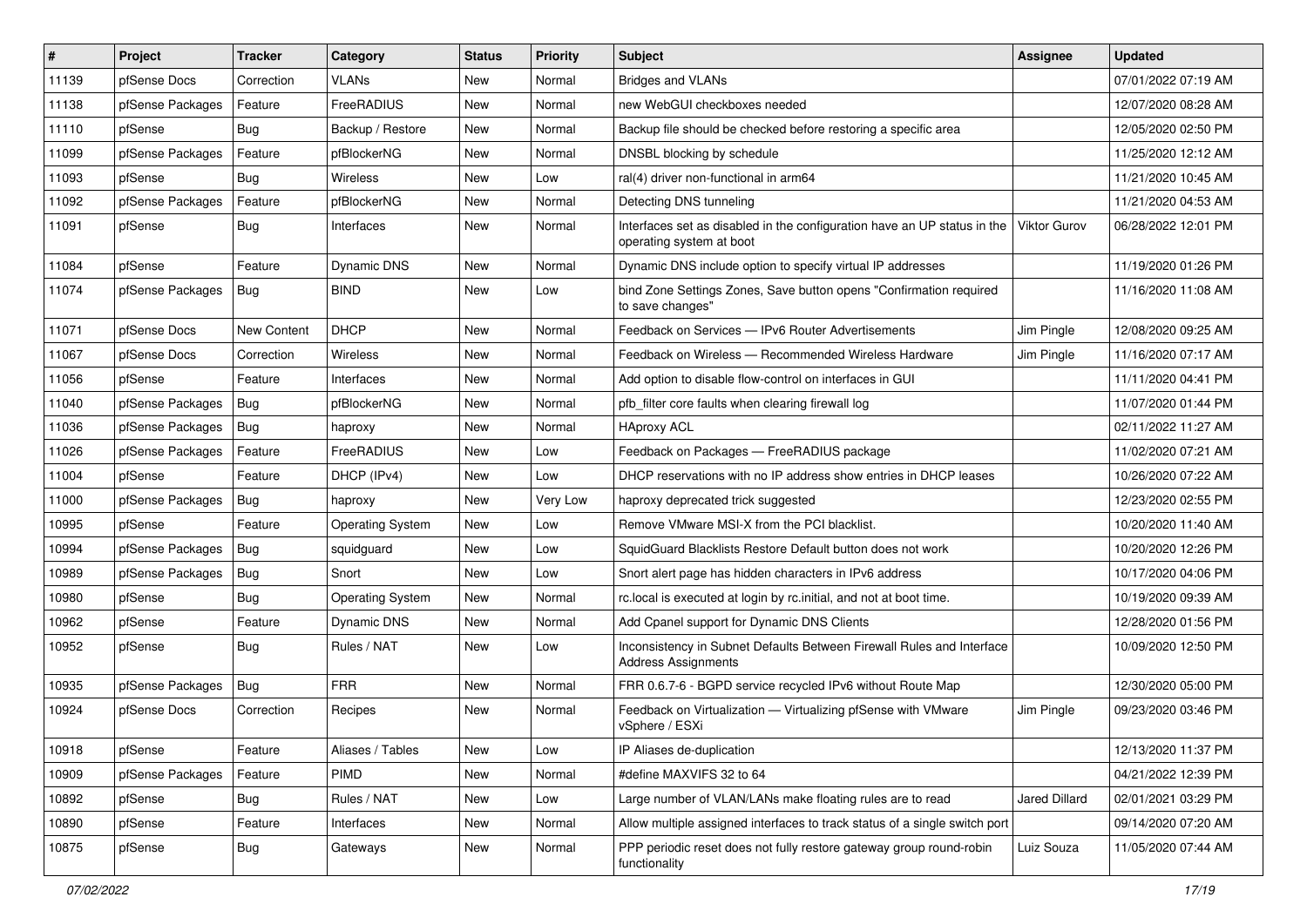| # | Project | Tracker | Category | Status | Priority | Subject | Assignee | Updated |
|---|---|---|---|---|---|---|---|---|
| 11139 | pfSense Docs | Correction | VLANs | New | Normal | Bridges and VLANs | | 07/01/2022 07:19 AM |
| 11138 | pfSense Packages | Feature | FreeRADIUS | New | Normal | new WebGUI checkboxes needed | | 12/07/2020 08:28 AM |
| 11110 | pfSense | Bug | Backup / Restore | New | Normal | Backup file should be checked before restoring a specific area | | 12/05/2020 02:50 PM |
| 11099 | pfSense Packages | Feature | pfBlockerNG | New | Normal | DNSBL blocking by schedule | | 11/25/2020 12:12 AM |
| 11093 | pfSense | Bug | Wireless | New | Low | ral(4) driver non-functional in arm64 | | 11/21/2020 10:45 AM |
| 11092 | pfSense Packages | Feature | pfBlockerNG | New | Normal | Detecting DNS tunneling | | 11/21/2020 04:53 AM |
| 11091 | pfSense | Bug | Interfaces | New | Normal | Interfaces set as disabled in the configuration have an UP status in the operating system at boot | Viktor Gurov | 06/28/2022 12:01 PM |
| 11084 | pfSense | Feature | Dynamic DNS | New | Normal | Dynamic DNS include option to specify virtual IP addresses | | 11/19/2020 01:26 PM |
| 11074 | pfSense Packages | Bug | BIND | New | Low | bind Zone Settings Zones, Save button opens "Confirmation required to save changes" | | 11/16/2020 11:08 AM |
| 11071 | pfSense Docs | New Content | DHCP | New | Normal | Feedback on Services — IPv6 Router Advertisements | Jim Pingle | 12/08/2020 09:25 AM |
| 11067 | pfSense Docs | Correction | Wireless | New | Normal | Feedback on Wireless — Recommended Wireless Hardware | Jim Pingle | 11/16/2020 07:17 AM |
| 11056 | pfSense | Feature | Interfaces | New | Normal | Add option to disable flow-control on interfaces in GUI | | 11/11/2020 04:41 PM |
| 11040 | pfSense Packages | Bug | pfBlockerNG | New | Normal | pfb_filter core faults when clearing firewall log | | 11/07/2020 01:44 PM |
| 11036 | pfSense Packages | Bug | haproxy | New | Normal | HAproxy ACL | | 02/11/2022 11:27 AM |
| 11026 | pfSense Packages | Feature | FreeRADIUS | New | Low | Feedback on Packages — FreeRADIUS package | | 11/02/2020 07:21 AM |
| 11004 | pfSense | Feature | DHCP (IPv4) | New | Low | DHCP reservations with no IP address show entries in DHCP leases | | 10/26/2020 07:22 AM |
| 11000 | pfSense Packages | Bug | haproxy | New | Very Low | haproxy deprecated trick suggested | | 12/23/2020 02:55 PM |
| 10995 | pfSense | Feature | Operating System | New | Low | Remove VMware MSI-X from the PCI blacklist. | | 10/20/2020 11:40 AM |
| 10994 | pfSense Packages | Bug | squidguard | New | Low | SquidGuard Blacklists Restore Default button does not work | | 10/20/2020 12:26 PM |
| 10989 | pfSense Packages | Bug | Snort | New | Low | Snort alert page has hidden characters in IPv6 address | | 10/17/2020 04:06 PM |
| 10980 | pfSense | Bug | Operating System | New | Normal | rc.local is executed at login by rc.initial, and not at boot time. | | 10/19/2020 09:39 AM |
| 10962 | pfSense | Feature | Dynamic DNS | New | Normal | Add Cpanel support for Dynamic DNS Clients | | 12/28/2020 01:56 PM |
| 10952 | pfSense | Bug | Rules / NAT | New | Low | Inconsistency in Subnet Defaults Between Firewall Rules and Interface Address Assignments | | 10/09/2020 12:50 PM |
| 10935 | pfSense Packages | Bug | FRR | New | Normal | FRR 0.6.7-6 - BGPD service recycled IPv6 without Route Map | | 12/30/2020 05:00 PM |
| 10924 | pfSense Docs | Correction | Recipes | New | Normal | Feedback on Virtualization — Virtualizing pfSense with VMware vSphere / ESXi | Jim Pingle | 09/23/2020 03:46 PM |
| 10918 | pfSense | Feature | Aliases / Tables | New | Low | IP Aliases de-duplication | | 12/13/2020 11:37 PM |
| 10909 | pfSense Packages | Feature | PIMD | New | Normal | #define MAXVIFS 32 to 64 | | 04/21/2022 12:39 PM |
| 10892 | pfSense | Bug | Rules / NAT | New | Low | Large number of VLAN/LANs make floating rules are to read | Jared Dillard | 02/01/2021 03:29 PM |
| 10890 | pfSense | Feature | Interfaces | New | Normal | Allow multiple assigned interfaces to track status of a single switch port | | 09/14/2020 07:20 AM |
| 10875 | pfSense | Bug | Gateways | New | Normal | PPP periodic reset does not fully restore gateway group round-robin functionality | Luiz Souza | 11/05/2020 07:44 AM |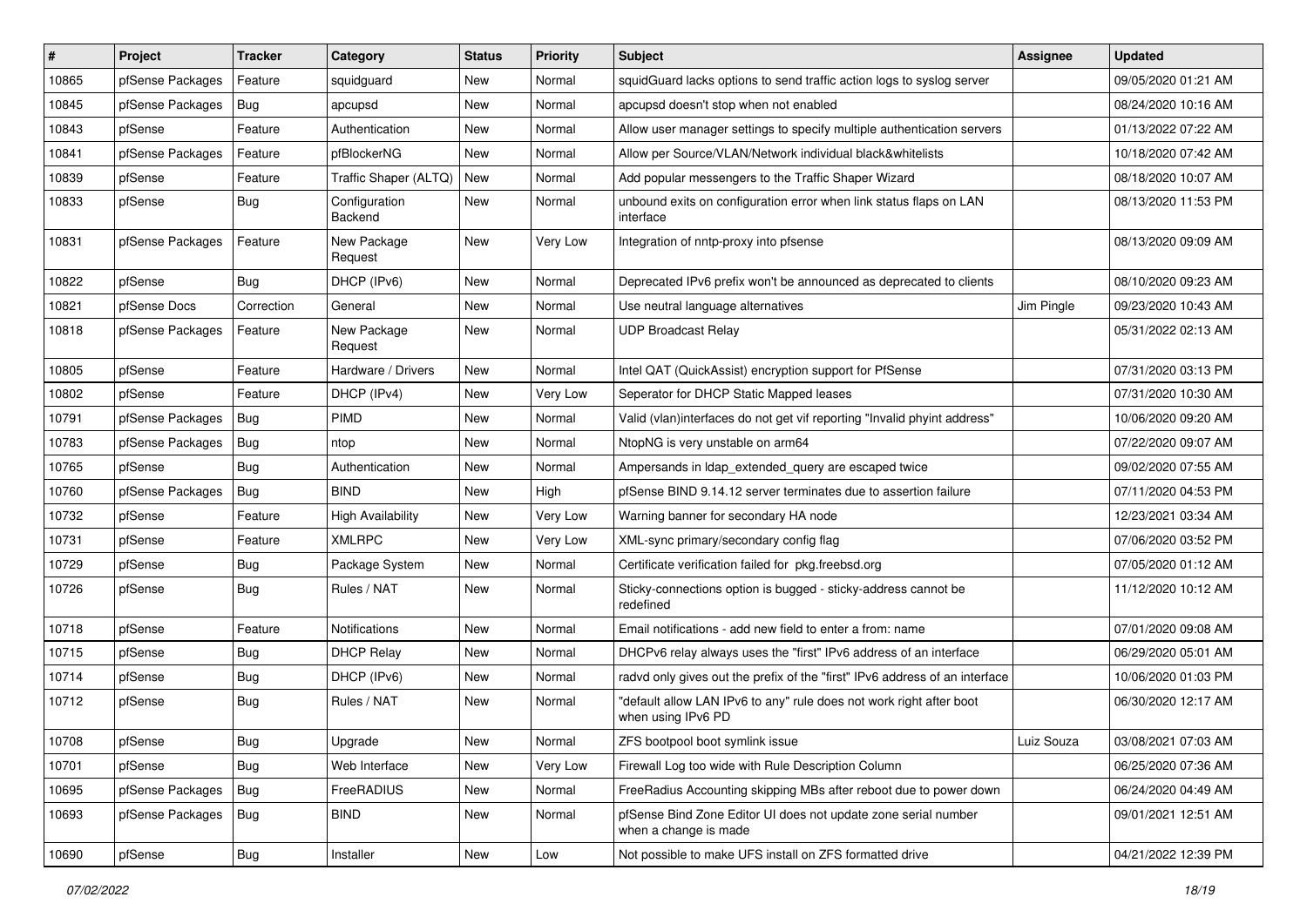| # | Project | Tracker | Category | Status | Priority | Subject | Assignee | Updated |
|---|---|---|---|---|---|---|---|---|
| 10865 | pfSense Packages | Feature | squidguard | New | Normal | squidGuard lacks options to send traffic action logs to syslog server | | 09/05/2020 01:21 AM |
| 10845 | pfSense Packages | Bug | apcupsd | New | Normal | apcupsd doesn't stop when not enabled | | 08/24/2020 10:16 AM |
| 10843 | pfSense | Feature | Authentication | New | Normal | Allow user manager settings to specify multiple authentication servers | | 01/13/2022 07:22 AM |
| 10841 | pfSense Packages | Feature | pfBlockerNG | New | Normal | Allow per Source/VLAN/Network individual black&whitelists | | 10/18/2020 07:42 AM |
| 10839 | pfSense | Feature | Traffic Shaper (ALTQ) | New | Normal | Add popular messengers to the Traffic Shaper Wizard | | 08/18/2020 10:07 AM |
| 10833 | pfSense | Bug | Configuration Backend | New | Normal | unbound exits on configuration error when link status flaps on LAN interface | | 08/13/2020 11:53 PM |
| 10831 | pfSense Packages | Feature | New Package Request | New | Very Low | Integration of nntp-proxy into pfsense | | 08/13/2020 09:09 AM |
| 10822 | pfSense | Bug | DHCP (IPv6) | New | Normal | Deprecated IPv6 prefix won't be announced as deprecated to clients | | 08/10/2020 09:23 AM |
| 10821 | pfSense Docs | Correction | General | New | Normal | Use neutral language alternatives | Jim Pingle | 09/23/2020 10:43 AM |
| 10818 | pfSense Packages | Feature | New Package Request | New | Normal | UDP Broadcast Relay | | 05/31/2022 02:13 AM |
| 10805 | pfSense | Feature | Hardware / Drivers | New | Normal | Intel QAT (QuickAssist) encryption support for PfSense | | 07/31/2020 03:13 PM |
| 10802 | pfSense | Feature | DHCP (IPv4) | New | Very Low | Seperator for DHCP Static Mapped leases | | 07/31/2020 10:30 AM |
| 10791 | pfSense Packages | Bug | PIMD | New | Normal | Valid (vlan)interfaces do not get vif reporting "Invalid phyint address" | | 10/06/2020 09:20 AM |
| 10783 | pfSense Packages | Bug | ntop | New | Normal | NtopNG is very unstable on arm64 | | 07/22/2020 09:07 AM |
| 10765 | pfSense | Bug | Authentication | New | Normal | Ampersands in ldap_extended_query are escaped twice | | 09/02/2020 07:55 AM |
| 10760 | pfSense Packages | Bug | BIND | New | High | pfSense BIND 9.14.12 server terminates due to assertion failure | | 07/11/2020 04:53 PM |
| 10732 | pfSense | Feature | High Availability | New | Very Low | Warning banner for secondary HA node | | 12/23/2021 03:34 AM |
| 10731 | pfSense | Feature | XMLRPC | New | Very Low | XML-sync primary/secondary config flag | | 07/06/2020 03:52 PM |
| 10729 | pfSense | Bug | Package System | New | Normal | Certificate verification failed for pkg.freebsd.org | | 07/05/2020 01:12 AM |
| 10726 | pfSense | Bug | Rules / NAT | New | Normal | Sticky-connections option is bugged - sticky-address cannot be redefined | | 11/12/2020 10:12 AM |
| 10718 | pfSense | Feature | Notifications | New | Normal | Email notifications - add new field to enter a from: name | | 07/01/2020 09:08 AM |
| 10715 | pfSense | Bug | DHCP Relay | New | Normal | DHCPv6 relay always uses the "first" IPv6 address of an interface | | 06/29/2020 05:01 AM |
| 10714 | pfSense | Bug | DHCP (IPv6) | New | Normal | radvd only gives out the prefix of the "first" IPv6 address of an interface | | 10/06/2020 01:03 PM |
| 10712 | pfSense | Bug | Rules / NAT | New | Normal | "default allow LAN IPv6 to any" rule does not work right after boot when using IPv6 PD | | 06/30/2020 12:17 AM |
| 10708 | pfSense | Bug | Upgrade | New | Normal | ZFS bootpool boot symlink issue | Luiz Souza | 03/08/2021 07:03 AM |
| 10701 | pfSense | Bug | Web Interface | New | Very Low | Firewall Log too wide with Rule Description Column | | 06/25/2020 07:36 AM |
| 10695 | pfSense Packages | Bug | FreeRADIUS | New | Normal | FreeRadius Accounting skipping MBs after reboot due to power down | | 06/24/2020 04:49 AM |
| 10693 | pfSense Packages | Bug | BIND | New | Normal | pfSense Bind Zone Editor UI does not update zone serial number when a change is made | | 09/01/2021 12:51 AM |
| 10690 | pfSense | Bug | Installer | New | Low | Not possible to make UFS install on ZFS formatted drive | | 04/21/2022 12:39 PM |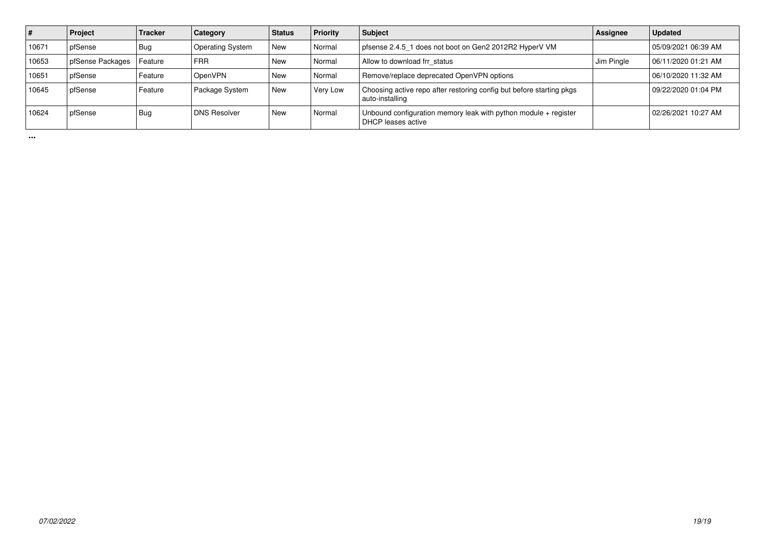| # | Project | Tracker | Category | Status | Priority | Subject | Assignee | Updated |
|---|---|---|---|---|---|---|---|---|
| 10671 | pfSense | Bug | Operating System | New | Normal | pfsense 2.4.5_1 does not boot on Gen2 2012R2 HyperV VM | | 05/09/2021 06:39 AM |
| 10653 | pfSense Packages | Feature | FRR | New | Normal | Allow to download frr_status | Jim Pingle | 06/11/2020 01:21 AM |
| 10651 | pfSense | Feature | OpenVPN | New | Normal | Remove/replace deprecated OpenVPN options | | 06/10/2020 11:32 AM |
| 10645 | pfSense | Feature | Package System | New | Very Low | Choosing active repo after restoring config but before starting pkgs auto-installing | | 09/22/2020 01:04 PM |
| 10624 | pfSense | Bug | DNS Resolver | New | Normal | Unbound configuration memory leak with python module + register DHCP leases active | | 02/26/2021 10:27 AM |

...

*07/02/2022*